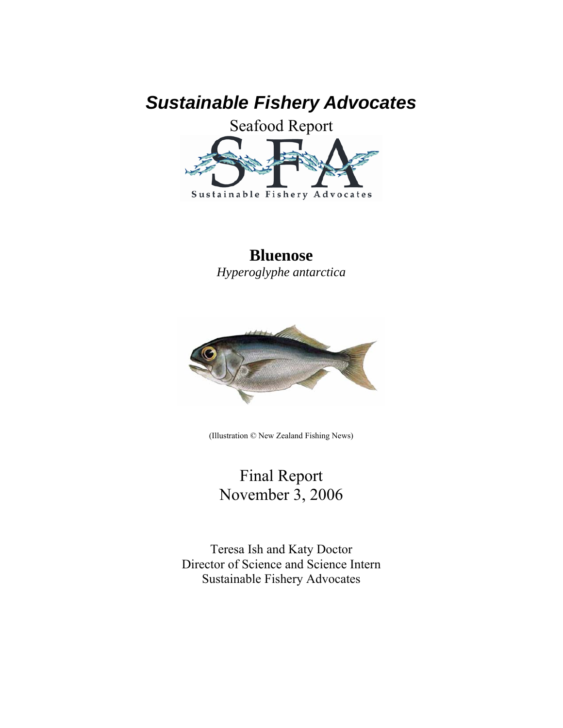# *Sustainable Fishery Advocates*

Seafood Report

Sustainable Fishery Advocates

## Bluenose

*Hyperoglyphe antarctica*

(Illustration © New Zealand Fishing News)

Final Report
November 3, 2006

Teresa Ish and Katy Doctor
Director of Science and Science Intern
Sustainable Fishery Advocates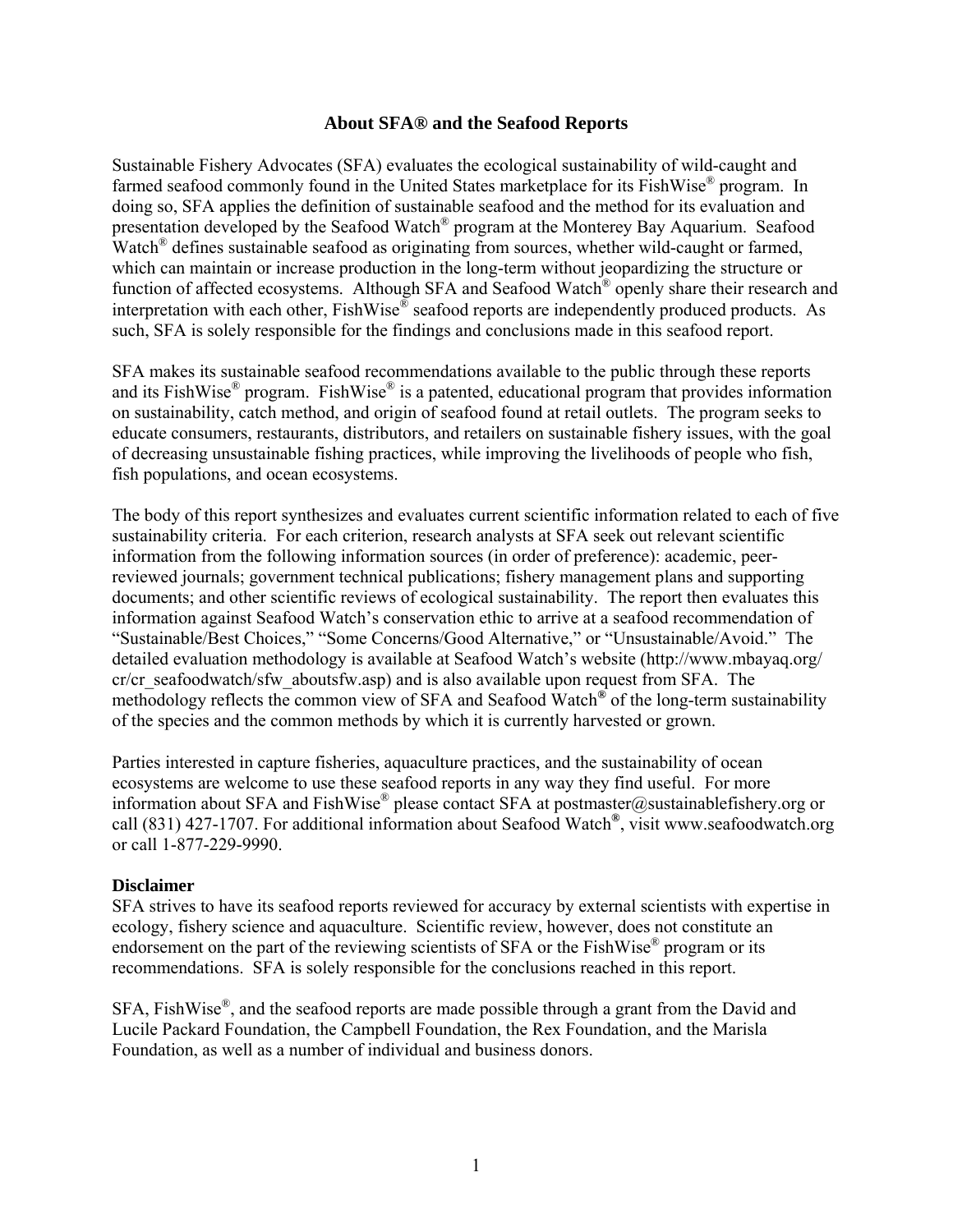## About SFA® and the Seafood Reports

Sustainable Fishery Advocates (SFA) evaluates the ecological sustainability of wild-caught and farmed seafood commonly found in the United States marketplace for its FishWise® program. In doing so, SFA applies the definition of sustainable seafood and the method for its evaluation and presentation developed by the Seafood Watch® program at the Monterey Bay Aquarium. Seafood Watch® defines sustainable seafood as originating from sources, whether wild-caught or farmed, which can maintain or increase production in the long-term without jeopardizing the structure or function of affected ecosystems. Although SFA and Seafood Watch® openly share their research and interpretation with each other, FishWise® seafood reports are independently produced products. As such, SFA is solely responsible for the findings and conclusions made in this seafood report.

SFA makes its sustainable seafood recommendations available to the public through these reports and its FishWise® program. FishWise® is a patented, educational program that provides information on sustainability, catch method, and origin of seafood found at retail outlets. The program seeks to educate consumers, restaurants, distributors, and retailers on sustainable fishery issues, with the goal of decreasing unsustainable fishing practices, while improving the livelihoods of people who fish, fish populations, and ocean ecosystems.

The body of this report synthesizes and evaluates current scientific information related to each of five sustainability criteria. For each criterion, research analysts at SFA seek out relevant scientific information from the following information sources (in order of preference): academic, peer-reviewed journals; government technical publications; fishery management plans and supporting documents; and other scientific reviews of ecological sustainability. The report then evaluates this information against Seafood Watch's conservation ethic to arrive at a seafood recommendation of "Sustainable/Best Choices," "Some Concerns/Good Alternative," or "Unsustainable/Avoid." The detailed evaluation methodology is available at Seafood Watch's website (http://www.mbayaq.org/cr/cr_seafoodwatch/sfw_aboutsfw.asp) and is also available upon request from SFA. The methodology reflects the common view of SFA and Seafood Watch® of the long-term sustainability of the species and the common methods by which it is currently harvested or grown.

Parties interested in capture fisheries, aquaculture practices, and the sustainability of ocean ecosystems are welcome to use these seafood reports in any way they find useful. For more information about SFA and FishWise® please contact SFA at postmaster@sustainablefishery.org or call (831) 427-1707. For additional information about Seafood Watch®, visit www.seafoodwatch.org or call 1-877-229-9990.

**Disclaimer**
SFA strives to have its seafood reports reviewed for accuracy by external scientists with expertise in ecology, fishery science and aquaculture. Scientific review, however, does not constitute an endorsement on the part of the reviewing scientists of SFA or the FishWise® program or its recommendations. SFA is solely responsible for the conclusions reached in this report.

SFA, FishWise®, and the seafood reports are made possible through a grant from the David and Lucile Packard Foundation, the Campbell Foundation, the Rex Foundation, and the Marisla Foundation, as well as a number of individual and business donors.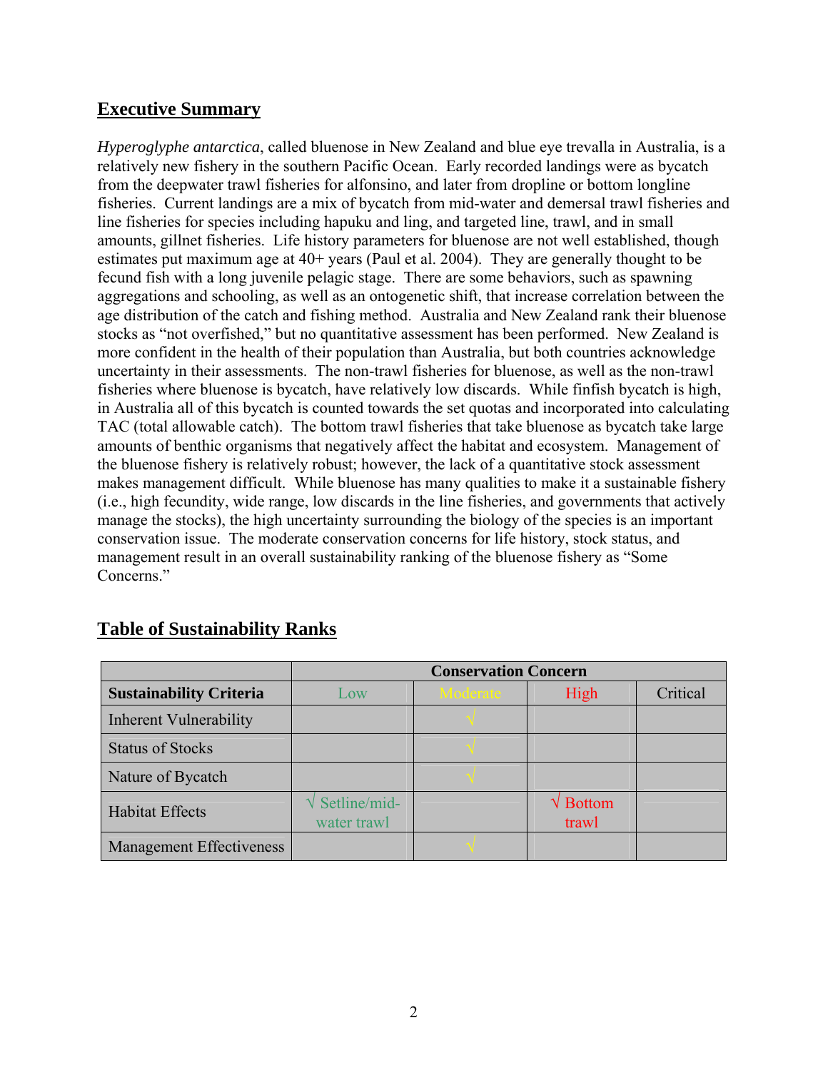## Executive Summary

*Hyperoglyphe antarctica*, called bluenose in New Zealand and blue eye trevalla in Australia, is a relatively new fishery in the southern Pacific Ocean. Early recorded landings were as bycatch from the deepwater trawl fisheries for alfonsino, and later from dropline or bottom longline fisheries. Current landings are a mix of bycatch from mid-water and demersal trawl fisheries and line fisheries for species including hapuku and ling, and targeted line, trawl, and in small amounts, gillnet fisheries. Life history parameters for bluenose are not well established, though estimates put maximum age at 40+ years (Paul et al. 2004). They are generally thought to be fecund fish with a long juvenile pelagic stage. There are some behaviors, such as spawning aggregations and schooling, as well as an ontogenetic shift, that increase correlation between the age distribution of the catch and fishing method. Australia and New Zealand rank their bluenose stocks as "not overfished," but no quantitative assessment has been performed. New Zealand is more confident in the health of their population than Australia, but both countries acknowledge uncertainty in their assessments. The non-trawl fisheries for bluenose, as well as the non-trawl fisheries where bluenose is bycatch, have relatively low discards. While finfish bycatch is high, in Australia all of this bycatch is counted towards the set quotas and incorporated into calculating TAC (total allowable catch). The bottom trawl fisheries that take bluenose as bycatch take large amounts of benthic organisms that negatively affect the habitat and ecosystem. Management of the bluenose fishery is relatively robust; however, the lack of a quantitative stock assessment makes management difficult. While bluenose has many qualities to make it a sustainable fishery (i.e., high fecundity, wide range, low discards in the line fisheries, and governments that actively manage the stocks), the high uncertainty surrounding the biology of the species is an important conservation issue. The moderate conservation concerns for life history, stock status, and management result in an overall sustainability ranking of the bluenose fishery as "Some Concerns."

## Table of Sustainability Ranks

| | Conservation Concern | | | |
|---|---|---|---|---|
| **Sustainability Criteria** | Low | Moderate | High | Critical |
| Inherent Vulnerability | | √ | | |
| Status of Stocks | | √ | | |
| Nature of Bycatch | | √ | | |
| Habitat Effects | √ Setline/mid-water trawl | | √ Bottom trawl | |
| Management Effectiveness | | √ | | |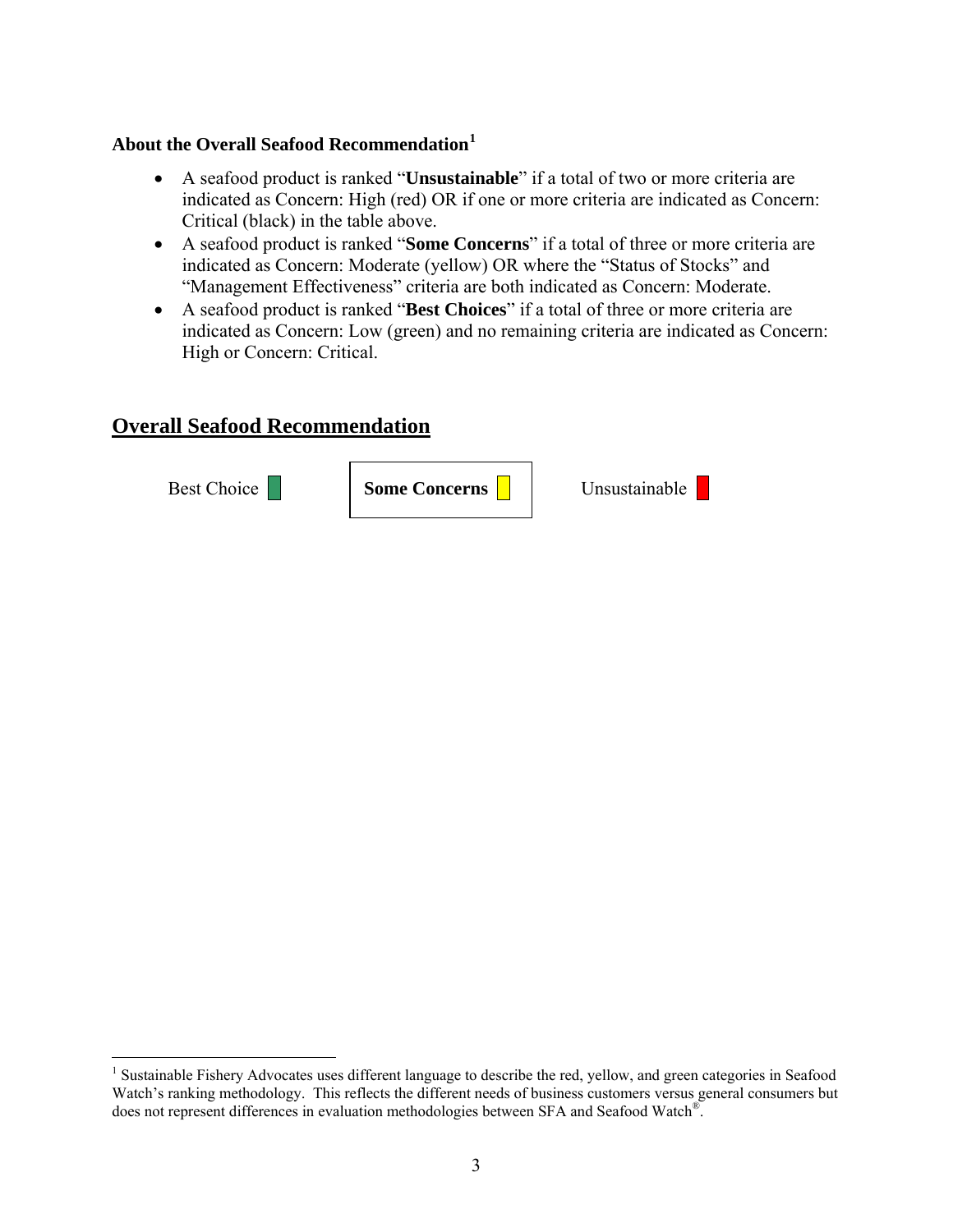### About the Overall Seafood Recommendation[1]

- A seafood product is ranked "**Unsustainable**" if a total of two or more criteria are indicated as Concern: High (red) OR if one or more criteria are indicated as Concern: Critical (black) in the table above.
- A seafood product is ranked "**Some Concerns**" if a total of three or more criteria are indicated as Concern: Moderate (yellow) OR where the "Status of Stocks" and "Management Effectiveness" criteria are both indicated as Concern: Moderate.
- A seafood product is ranked "**Best Choices**" if a total of three or more criteria are indicated as Concern: Low (green) and no remaining criteria are indicated as Concern: High or Concern: Critical.

## Overall Seafood Recommendation

| Best Choice | **Some Concerns** | Unsustainable |
|---|---|---|

---

[1] Sustainable Fishery Advocates uses different language to describe the red, yellow, and green categories in Seafood Watch's ranking methodology. This reflects the different needs of business customers versus general consumers but does not represent differences in evaluation methodologies between SFA and Seafood Watch®.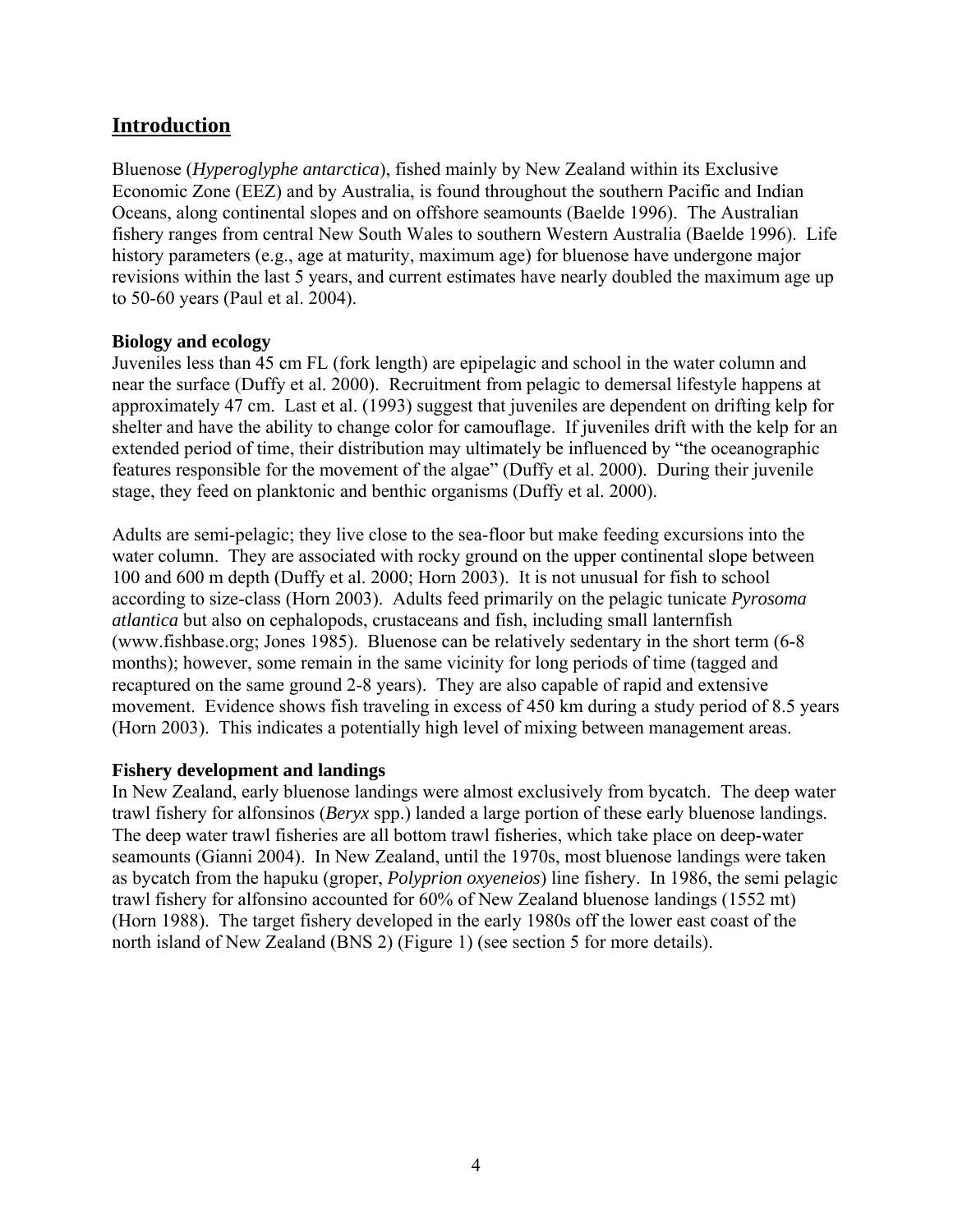## Introduction

Bluenose (*Hyperoglyphe antarctica*), fished mainly by New Zealand within its Exclusive Economic Zone (EEZ) and by Australia, is found throughout the southern Pacific and Indian Oceans, along continental slopes and on offshore seamounts (Baelde 1996). The Australian fishery ranges from central New South Wales to southern Western Australia (Baelde 1996). Life history parameters (e.g., age at maturity, maximum age) for bluenose have undergone major revisions within the last 5 years, and current estimates have nearly doubled the maximum age up to 50-60 years (Paul et al. 2004).

### Biology and ecology

Juveniles less than 45 cm FL (fork length) are epipelagic and school in the water column and near the surface (Duffy et al. 2000). Recruitment from pelagic to demersal lifestyle happens at approximately 47 cm. Last et al. (1993) suggest that juveniles are dependent on drifting kelp for shelter and have the ability to change color for camouflage. If juveniles drift with the kelp for an extended period of time, their distribution may ultimately be influenced by "the oceanographic features responsible for the movement of the algae" (Duffy et al. 2000). During their juvenile stage, they feed on planktonic and benthic organisms (Duffy et al. 2000).

Adults are semi-pelagic; they live close to the sea-floor but make feeding excursions into the water column. They are associated with rocky ground on the upper continental slope between 100 and 600 m depth (Duffy et al. 2000; Horn 2003). It is not unusual for fish to school according to size-class (Horn 2003). Adults feed primarily on the pelagic tunicate *Pyrosoma atlantica* but also on cephalopods, crustaceans and fish, including small lanternfish (www.fishbase.org; Jones 1985). Bluenose can be relatively sedentary in the short term (6-8 months); however, some remain in the same vicinity for long periods of time (tagged and recaptured on the same ground 2-8 years). They are also capable of rapid and extensive movement. Evidence shows fish traveling in excess of 450 km during a study period of 8.5 years (Horn 2003). This indicates a potentially high level of mixing between management areas.

### Fishery development and landings

In New Zealand, early bluenose landings were almost exclusively from bycatch. The deep water trawl fishery for alfonsinos (*Beryx* spp.) landed a large portion of these early bluenose landings. The deep water trawl fisheries are all bottom trawl fisheries, which take place on deep-water seamounts (Gianni 2004). In New Zealand, until the 1970s, most bluenose landings were taken as bycatch from the hapuku (groper, *Polyprion oxyeneios*) line fishery. In 1986, the semi pelagic trawl fishery for alfonsino accounted for 60% of New Zealand bluenose landings (1552 mt) (Horn 1988). The target fishery developed in the early 1980s off the lower east coast of the north island of New Zealand (BNS 2) (Figure 1) (see section 5 for more details).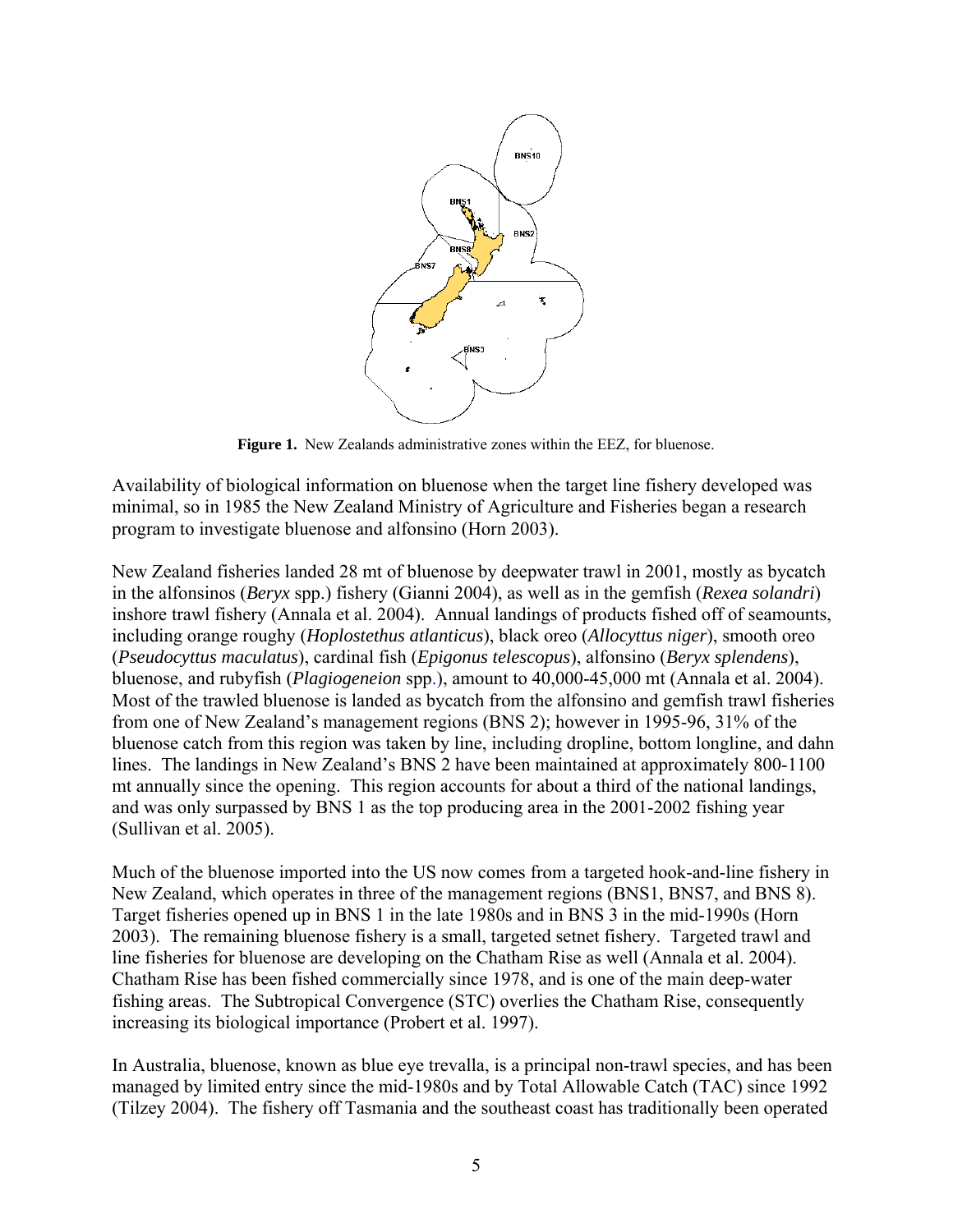**Figure 1.** New Zealands administrative zones within the EEZ, for bluenose.

Availability of biological information on bluenose when the target line fishery developed was minimal, so in 1985 the New Zealand Ministry of Agriculture and Fisheries began a research program to investigate bluenose and alfonsino (Horn 2003).

New Zealand fisheries landed 28 mt of bluenose by deepwater trawl in 2001, mostly as bycatch in the alfonsinos (*Beryx* spp.) fishery (Gianni 2004), as well as in the gemfish (*Rexea solandri*) inshore trawl fishery (Annala et al. 2004). Annual landings of products fished off of seamounts, including orange roughy (*Hoplostethus atlanticus*), black oreo (*Allocyttus niger*), smooth oreo (*Pseudocyttus maculatus*), cardinal fish (*Epigonus telescopus*), alfonsino (*Beryx splendens*), bluenose, and rubyfish (*Plagiogeneion* spp.), amount to 40,000-45,000 mt (Annala et al. 2004). Most of the trawled bluenose is landed as bycatch from the alfonsino and gemfish trawl fisheries from one of New Zealand's management regions (BNS 2); however in 1995-96, 31% of the bluenose catch from this region was taken by line, including dropline, bottom longline, and dahn lines. The landings in New Zealand's BNS 2 have been maintained at approximately 800-1100 mt annually since the opening. This region accounts for about a third of the national landings, and was only surpassed by BNS 1 as the top producing area in the 2001-2002 fishing year (Sullivan et al. 2005).

Much of the bluenose imported into the US now comes from a targeted hook-and-line fishery in New Zealand, which operates in three of the management regions (BNS1, BNS7, and BNS 8). Target fisheries opened up in BNS 1 in the late 1980s and in BNS 3 in the mid-1990s (Horn 2003). The remaining bluenose fishery is a small, targeted setnet fishery. Targeted trawl and line fisheries for bluenose are developing on the Chatham Rise as well (Annala et al. 2004). Chatham Rise has been fished commercially since 1978, and is one of the main deep-water fishing areas. The Subtropical Convergence (STC) overlies the Chatham Rise, consequently increasing its biological importance (Probert et al. 1997).

In Australia, bluenose, known as blue eye trevalla, is a principal non-trawl species, and has been managed by limited entry since the mid-1980s and by Total Allowable Catch (TAC) since 1992 (Tilzey 2004). The fishery off Tasmania and the southeast coast has traditionally been operated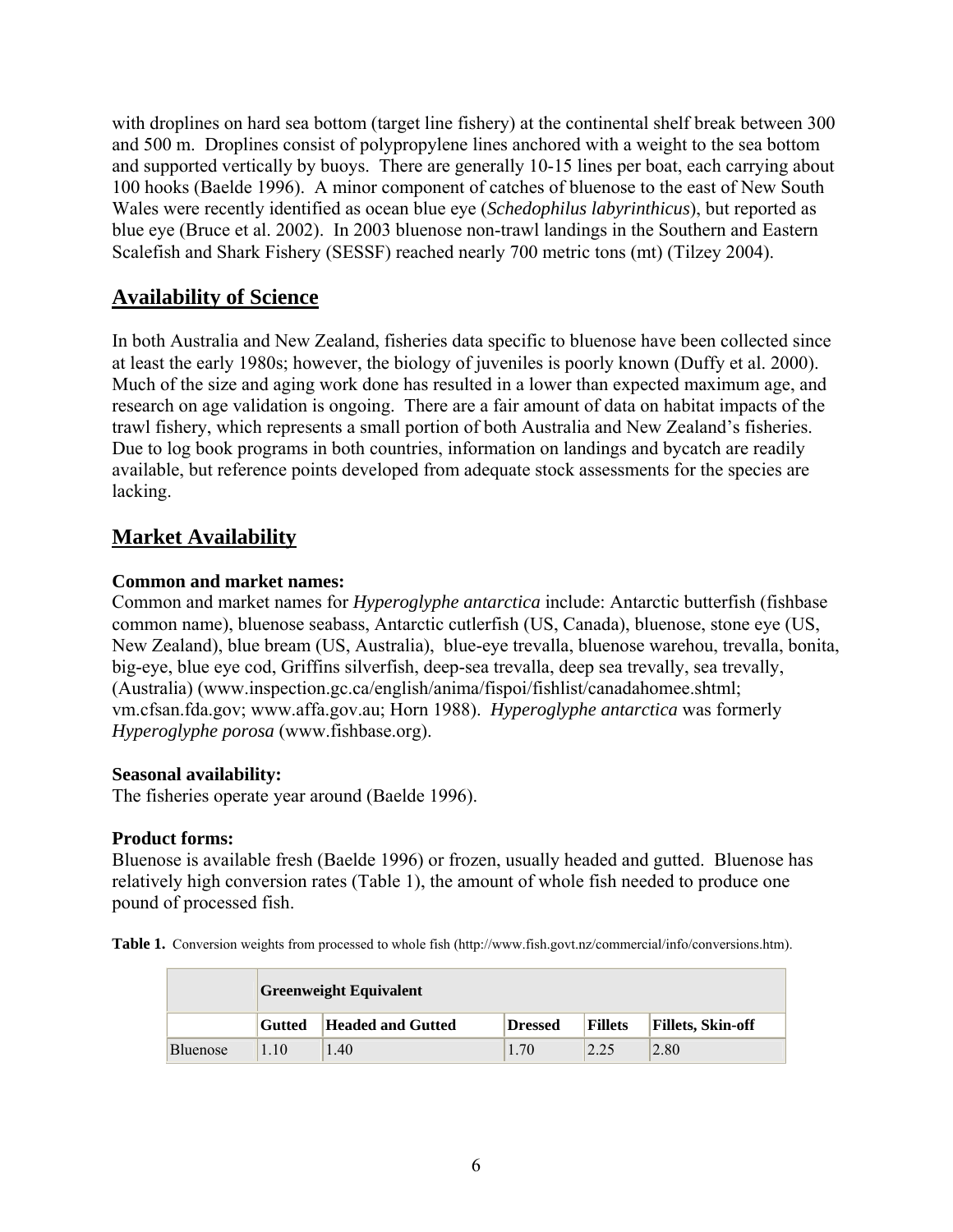with droplines on hard sea bottom (target line fishery) at the continental shelf break between 300 and 500 m. Droplines consist of polypropylene lines anchored with a weight to the sea bottom and supported vertically by buoys. There are generally 10-15 lines per boat, each carrying about 100 hooks (Baelde 1996). A minor component of catches of bluenose to the east of New South Wales were recently identified as ocean blue eye (*Schedophilus labyrinthicus*), but reported as blue eye (Bruce et al. 2002). In 2003 bluenose non-trawl landings in the Southern and Eastern Scalefish and Shark Fishery (SESSF) reached nearly 700 metric tons (mt) (Tilzey 2004).

## Availability of Science

In both Australia and New Zealand, fisheries data specific to bluenose have been collected since at least the early 1980s; however, the biology of juveniles is poorly known (Duffy et al. 2000). Much of the size and aging work done has resulted in a lower than expected maximum age, and research on age validation is ongoing. There are a fair amount of data on habitat impacts of the trawl fishery, which represents a small portion of both Australia and New Zealand's fisheries. Due to log book programs in both countries, information on landings and bycatch are readily available, but reference points developed from adequate stock assessments for the species are lacking.

## Market Availability

**Common and market names:**
Common and market names for *Hyperoglyphe antarctica* include: Antarctic butterfish (fishbase common name), bluenose seabass, Antarctic cutlerfish (US, Canada), bluenose, stone eye (US, New Zealand), blue bream (US, Australia), blue-eye trevalla, bluenose warehou, trevalla, bonita, big-eye, blue eye cod, Griffins silverfish, deep-sea trevalla, deep sea trevally, sea trevally, (Australia) (www.inspection.gc.ca/english/anima/fispoi/fishlist/canadahomee.shtml; vm.cfsan.fda.gov; www.affa.gov.au; Horn 1988). *Hyperoglyphe antarctica* was formerly *Hyperoglyphe porosa* (www.fishbase.org).

**Seasonal availability:**
The fisheries operate year around (Baelde 1996).

**Product forms:**
Bluenose is available fresh (Baelde 1996) or frozen, usually headed and gutted. Bluenose has relatively high conversion rates (Table 1), the amount of whole fish needed to produce one pound of processed fish.

**Table 1.** Conversion weights from processed to whole fish (http://www.fish.govt.nz/commercial/info/conversions.htm).

| | Greenweight Equivalent | | | | |
|---|---|---|---|---|---|
| | **Gutted** | **Headed and Gutted** | **Dressed** | **Fillets** | **Fillets, Skin-off** |
| Bluenose | 1.10 | 1.40 | 1.70 | 2.25 | 2.80 |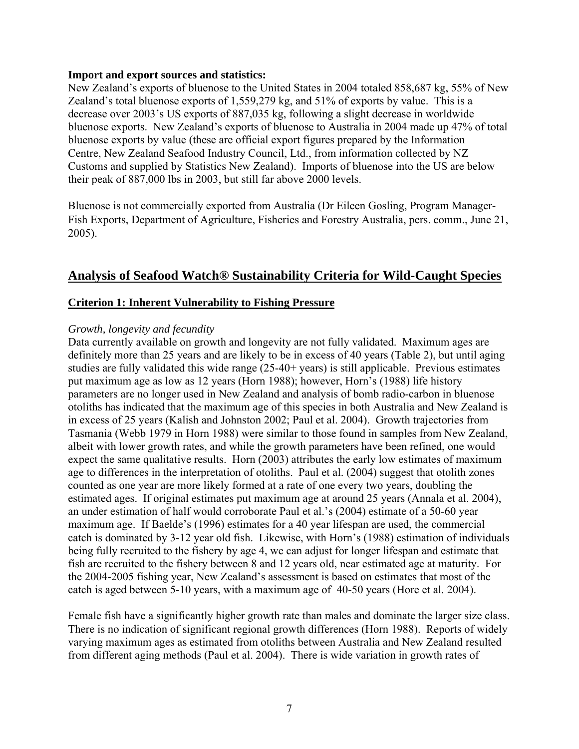**Import and export sources and statistics:**
New Zealand's exports of bluenose to the United States in 2004 totaled 858,687 kg, 55% of New Zealand's total bluenose exports of 1,559,279 kg, and 51% of exports by value. This is a decrease over 2003's US exports of 887,035 kg, following a slight decrease in worldwide bluenose exports. New Zealand's exports of bluenose to Australia in 2004 made up 47% of total bluenose exports by value (these are official export figures prepared by the Information Centre, New Zealand Seafood Industry Council, Ltd., from information collected by NZ Customs and supplied by Statistics New Zealand). Imports of bluenose into the US are below their peak of 887,000 lbs in 2003, but still far above 2000 levels.

Bluenose is not commercially exported from Australia (Dr Eileen Gosling, Program Manager-Fish Exports, Department of Agriculture, Fisheries and Forestry Australia, pers. comm., June 21, 2005).

## Analysis of Seafood Watch® Sustainability Criteria for Wild-Caught Species

### Criterion 1: Inherent Vulnerability to Fishing Pressure

*Growth, longevity and fecundity*
Data currently available on growth and longevity are not fully validated. Maximum ages are definitely more than 25 years and are likely to be in excess of 40 years (Table 2), but until aging studies are fully validated this wide range (25-40+ years) is still applicable. Previous estimates put maximum age as low as 12 years (Horn 1988); however, Horn's (1988) life history parameters are no longer used in New Zealand and analysis of bomb radio-carbon in bluenose otoliths has indicated that the maximum age of this species in both Australia and New Zealand is in excess of 25 years (Kalish and Johnston 2002; Paul et al. 2004). Growth trajectories from Tasmania (Webb 1979 in Horn 1988) were similar to those found in samples from New Zealand, albeit with lower growth rates, and while the growth parameters have been refined, one would expect the same qualitative results. Horn (2003) attributes the early low estimates of maximum age to differences in the interpretation of otoliths. Paul et al. (2004) suggest that otolith zones counted as one year are more likely formed at a rate of one every two years, doubling the estimated ages. If original estimates put maximum age at around 25 years (Annala et al. 2004), an under estimation of half would corroborate Paul et al.'s (2004) estimate of a 50-60 year maximum age. If Baelde's (1996) estimates for a 40 year lifespan are used, the commercial catch is dominated by 3-12 year old fish. Likewise, with Horn's (1988) estimation of individuals being fully recruited to the fishery by age 4, we can adjust for longer lifespan and estimate that fish are recruited to the fishery between 8 and 12 years old, near estimated age at maturity. For the 2004-2005 fishing year, New Zealand's assessment is based on estimates that most of the catch is aged between 5-10 years, with a maximum age of 40-50 years (Hore et al. 2004).

Female fish have a significantly higher growth rate than males and dominate the larger size class. There is no indication of significant regional growth differences (Horn 1988). Reports of widely varying maximum ages as estimated from otoliths between Australia and New Zealand resulted from different aging methods (Paul et al. 2004). There is wide variation in growth rates of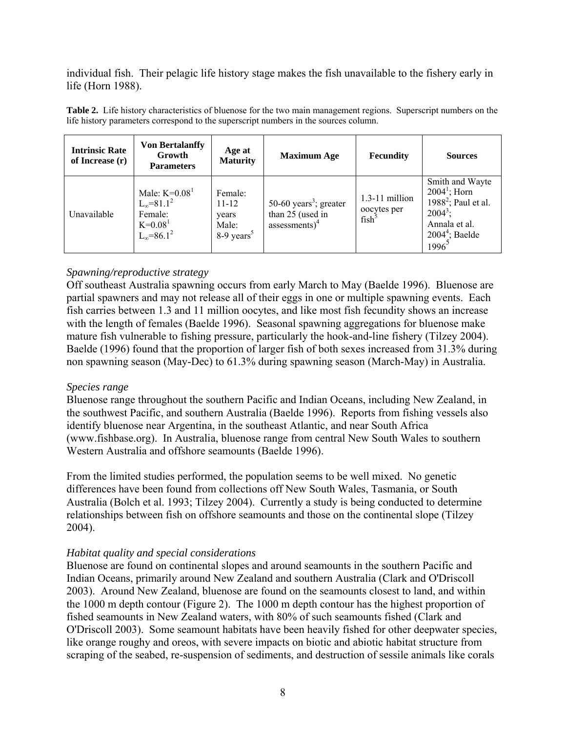individual fish. Their pelagic life history stage makes the fish unavailable to the fishery early in life (Horn 1988).

**Table 2.** Life history characteristics of bluenose for the two main management regions. Superscript numbers on the life history parameters correspond to the superscript numbers in the sources column.

| Intrinsic Rate of Increase (r) | Von Bertalanffy Growth Parameters | Age at Maturity | Maximum Age | Fecundity | Sources |
|---|---|---|---|---|---|
| Unavailable | Male: K=0.08[1] $L_\infty$=81.1[2] Female: K=0.08[1] $L_\infty$=86.1[2] | Female: 11-12 years Male: 8-9 years[5] | 50-60 years[3]; greater than 25 (used in assessments)[4] | 1.3-11 million oocytes per fish[5] | Smith and Wayte 2004[1]; Horn 1988[2]; Paul et al. 2004[3]; Annala et al. 2004[4]; Baelde 1996[5] |

*Spawning/reproductive strategy*

Off southeast Australia spawning occurs from early March to May (Baelde 1996). Bluenose are partial spawners and may not release all of their eggs in one or multiple spawning events. Each fish carries between 1.3 and 11 million oocytes, and like most fish fecundity shows an increase with the length of females (Baelde 1996). Seasonal spawning aggregations for bluenose make mature fish vulnerable to fishing pressure, particularly the hook-and-line fishery (Tilzey 2004). Baelde (1996) found that the proportion of larger fish of both sexes increased from 31.3% during non spawning season (May-Dec) to 61.3% during spawning season (March-May) in Australia.

*Species range*

Bluenose range throughout the southern Pacific and Indian Oceans, including New Zealand, in the southwest Pacific, and southern Australia (Baelde 1996). Reports from fishing vessels also identify bluenose near Argentina, in the southeast Atlantic, and near South Africa (www.fishbase.org). In Australia, bluenose range from central New South Wales to southern Western Australia and offshore seamounts (Baelde 1996).

From the limited studies performed, the population seems to be well mixed. No genetic differences have been found from collections off New South Wales, Tasmania, or South Australia (Bolch et al. 1993; Tilzey 2004). Currently a study is being conducted to determine relationships between fish on offshore seamounts and those on the continental slope (Tilzey 2004).

*Habitat quality and special considerations*

Bluenose are found on continental slopes and around seamounts in the southern Pacific and Indian Oceans, primarily around New Zealand and southern Australia (Clark and O'Driscoll 2003). Around New Zealand, bluenose are found on the seamounts closest to land, and within the 1000 m depth contour (Figure 2). The 1000 m depth contour has the highest proportion of fished seamounts in New Zealand waters, with 80% of such seamounts fished (Clark and O'Driscoll 2003). Some seamount habitats have been heavily fished for other deepwater species, like orange roughy and oreos, with severe impacts on biotic and abiotic habitat structure from scraping of the seabed, re-suspension of sediments, and destruction of sessile animals like corals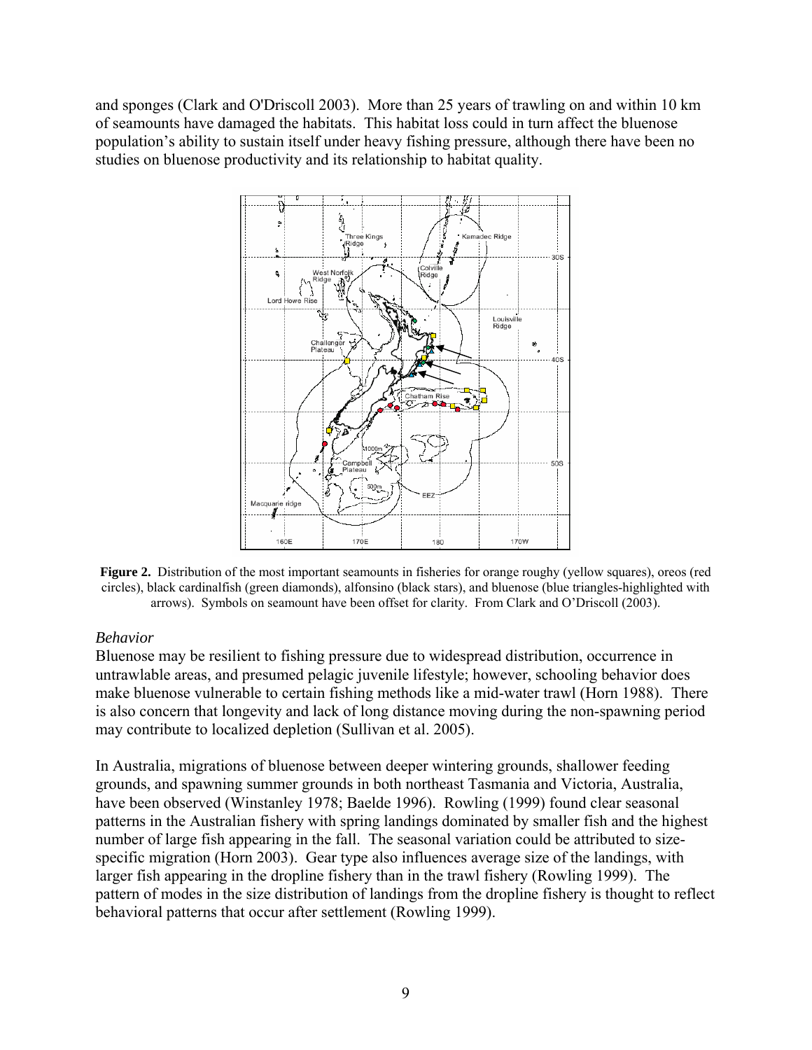and sponges (Clark and O'Driscoll 2003). More than 25 years of trawling on and within 10 km of seamounts have damaged the habitats. This habitat loss could in turn affect the bluenose population's ability to sustain itself under heavy fishing pressure, although there have been no studies on bluenose productivity and its relationship to habitat quality.

**Figure 2.** Distribution of the most important seamounts in fisheries for orange roughy (yellow squares), oreos (red circles), black cardinalfish (green diamonds), alfonsino (black stars), and bluenose (blue triangles-highlighted with arrows). Symbols on seamount have been offset for clarity. From Clark and O'Driscoll (2003).

*Behavior*

Bluenose may be resilient to fishing pressure due to widespread distribution, occurrence in untrawlable areas, and presumed pelagic juvenile lifestyle; however, schooling behavior does make bluenose vulnerable to certain fishing methods like a mid-water trawl (Horn 1988). There is also concern that longevity and lack of long distance moving during the non-spawning period may contribute to localized depletion (Sullivan et al. 2005).

In Australia, migrations of bluenose between deeper wintering grounds, shallower feeding grounds, and spawning summer grounds in both northeast Tasmania and Victoria, Australia, have been observed (Winstanley 1978; Baelde 1996). Rowling (1999) found clear seasonal patterns in the Australian fishery with spring landings dominated by smaller fish and the highest number of large fish appearing in the fall. The seasonal variation could be attributed to size-specific migration (Horn 2003). Gear type also influences average size of the landings, with larger fish appearing in the dropline fishery than in the trawl fishery (Rowling 1999). The pattern of modes in the size distribution of landings from the dropline fishery is thought to reflect behavioral patterns that occur after settlement (Rowling 1999).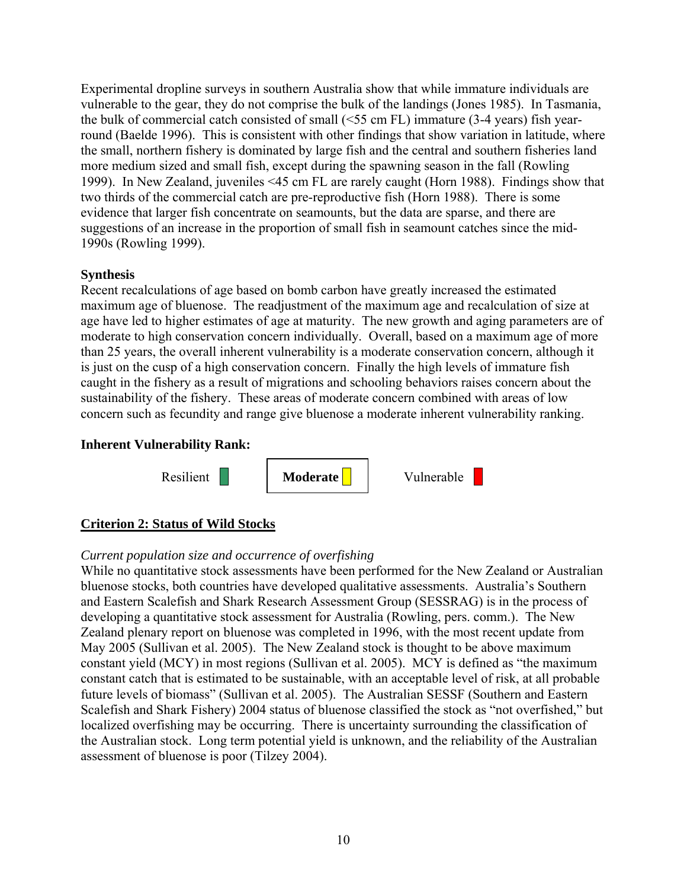Experimental dropline surveys in southern Australia show that while immature individuals are vulnerable to the gear, they do not comprise the bulk of the landings (Jones 1985). In Tasmania, the bulk of commercial catch consisted of small (<55 cm FL) immature (3-4 years) fish year-round (Baelde 1996). This is consistent with other findings that show variation in latitude, where the small, northern fishery is dominated by large fish and the central and southern fisheries land more medium sized and small fish, except during the spawning season in the fall (Rowling 1999). In New Zealand, juveniles <45 cm FL are rarely caught (Horn 1988). Findings show that two thirds of the commercial catch are pre-reproductive fish (Horn 1988). There is some evidence that larger fish concentrate on seamounts, but the data are sparse, and there are suggestions of an increase in the proportion of small fish in seamount catches since the mid-1990s (Rowling 1999).

**Synthesis**

Recent recalculations of age based on bomb carbon have greatly increased the estimated maximum age of bluenose. The readjustment of the maximum age and recalculation of size at age have led to higher estimates of age at maturity. The new growth and aging parameters are of moderate to high conservation concern individually. Overall, based on a maximum age of more than 25 years, the overall inherent vulnerability is a moderate conservation concern, although it is just on the cusp of a high conservation concern. Finally the high levels of immature fish caught in the fishery as a result of migrations and schooling behaviors raises concern about the sustainability of the fishery. These areas of moderate concern combined with areas of low concern such as fecundity and range give bluenose a moderate inherent vulnerability ranking.

**Inherent Vulnerability Rank:**

Resilient | **Moderate** | Vulnerable

## Criterion 2: Status of Wild Stocks

*Current population size and occurrence of overfishing*

While no quantitative stock assessments have been performed for the New Zealand or Australian bluenose stocks, both countries have developed qualitative assessments. Australia's Southern and Eastern Scalefish and Shark Research Assessment Group (SESSRAG) is in the process of developing a quantitative stock assessment for Australia (Rowling, pers. comm.). The New Zealand plenary report on bluenose was completed in 1996, with the most recent update from May 2005 (Sullivan et al. 2005). The New Zealand stock is thought to be above maximum constant yield (MCY) in most regions (Sullivan et al. 2005). MCY is defined as "the maximum constant catch that is estimated to be sustainable, with an acceptable level of risk, at all probable future levels of biomass" (Sullivan et al. 2005). The Australian SESSF (Southern and Eastern Scalefish and Shark Fishery) 2004 status of bluenose classified the stock as "not overfished," but localized overfishing may be occurring. There is uncertainty surrounding the classification of the Australian stock. Long term potential yield is unknown, and the reliability of the Australian assessment of bluenose is poor (Tilzey 2004).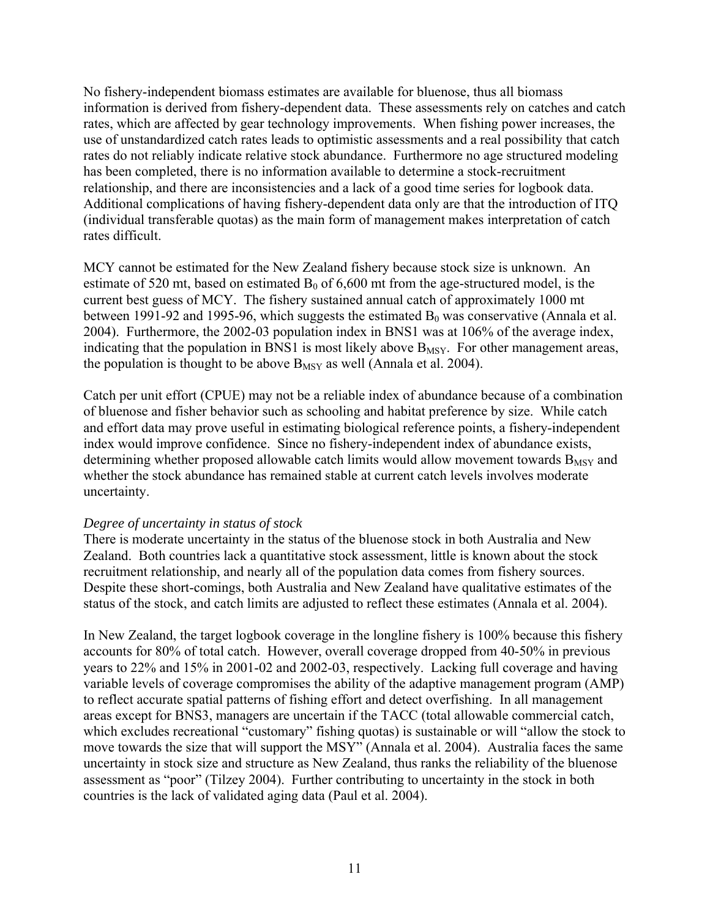No fishery-independent biomass estimates are available for bluenose, thus all biomass information is derived from fishery-dependent data. These assessments rely on catches and catch rates, which are affected by gear technology improvements. When fishing power increases, the use of unstandardized catch rates leads to optimistic assessments and a real possibility that catch rates do not reliably indicate relative stock abundance. Furthermore no age structured modeling has been completed, there is no information available to determine a stock-recruitment relationship, and there are inconsistencies and a lack of a good time series for logbook data. Additional complications of having fishery-dependent data only are that the introduction of ITQ (individual transferable quotas) as the main form of management makes interpretation of catch rates difficult.

MCY cannot be estimated for the New Zealand fishery because stock size is unknown. An estimate of 520 mt, based on estimated $B_0$ of 6,600 mt from the age-structured model, is the current best guess of MCY. The fishery sustained annual catch of approximately 1000 mt between 1991-92 and 1995-96, which suggests the estimated $B_0$ was conservative (Annala et al. 2004). Furthermore, the 2002-03 population index in BNS1 was at 106% of the average index, indicating that the population in BNS1 is most likely above $B_{MSY}$. For other management areas, the population is thought to be above $B_{MSY}$ as well (Annala et al. 2004).

Catch per unit effort (CPUE) may not be a reliable index of abundance because of a combination of bluenose and fisher behavior such as schooling and habitat preference by size. While catch and effort data may prove useful in estimating biological reference points, a fishery-independent index would improve confidence. Since no fishery-independent index of abundance exists, determining whether proposed allowable catch limits would allow movement towards $B_{MSY}$ and whether the stock abundance has remained stable at current catch levels involves moderate uncertainty.

*Degree of uncertainty in status of stock*

There is moderate uncertainty in the status of the bluenose stock in both Australia and New Zealand. Both countries lack a quantitative stock assessment, little is known about the stock recruitment relationship, and nearly all of the population data comes from fishery sources. Despite these short-comings, both Australia and New Zealand have qualitative estimates of the status of the stock, and catch limits are adjusted to reflect these estimates (Annala et al. 2004).

In New Zealand, the target logbook coverage in the longline fishery is 100% because this fishery accounts for 80% of total catch. However, overall coverage dropped from 40-50% in previous years to 22% and 15% in 2001-02 and 2002-03, respectively. Lacking full coverage and having variable levels of coverage compromises the ability of the adaptive management program (AMP) to reflect accurate spatial patterns of fishing effort and detect overfishing. In all management areas except for BNS3, managers are uncertain if the TACC (total allowable commercial catch, which excludes recreational "customary" fishing quotas) is sustainable or will "allow the stock to move towards the size that will support the MSY" (Annala et al. 2004). Australia faces the same uncertainty in stock size and structure as New Zealand, thus ranks the reliability of the bluenose assessment as "poor" (Tilzey 2004). Further contributing to uncertainty in the stock in both countries is the lack of validated aging data (Paul et al. 2004).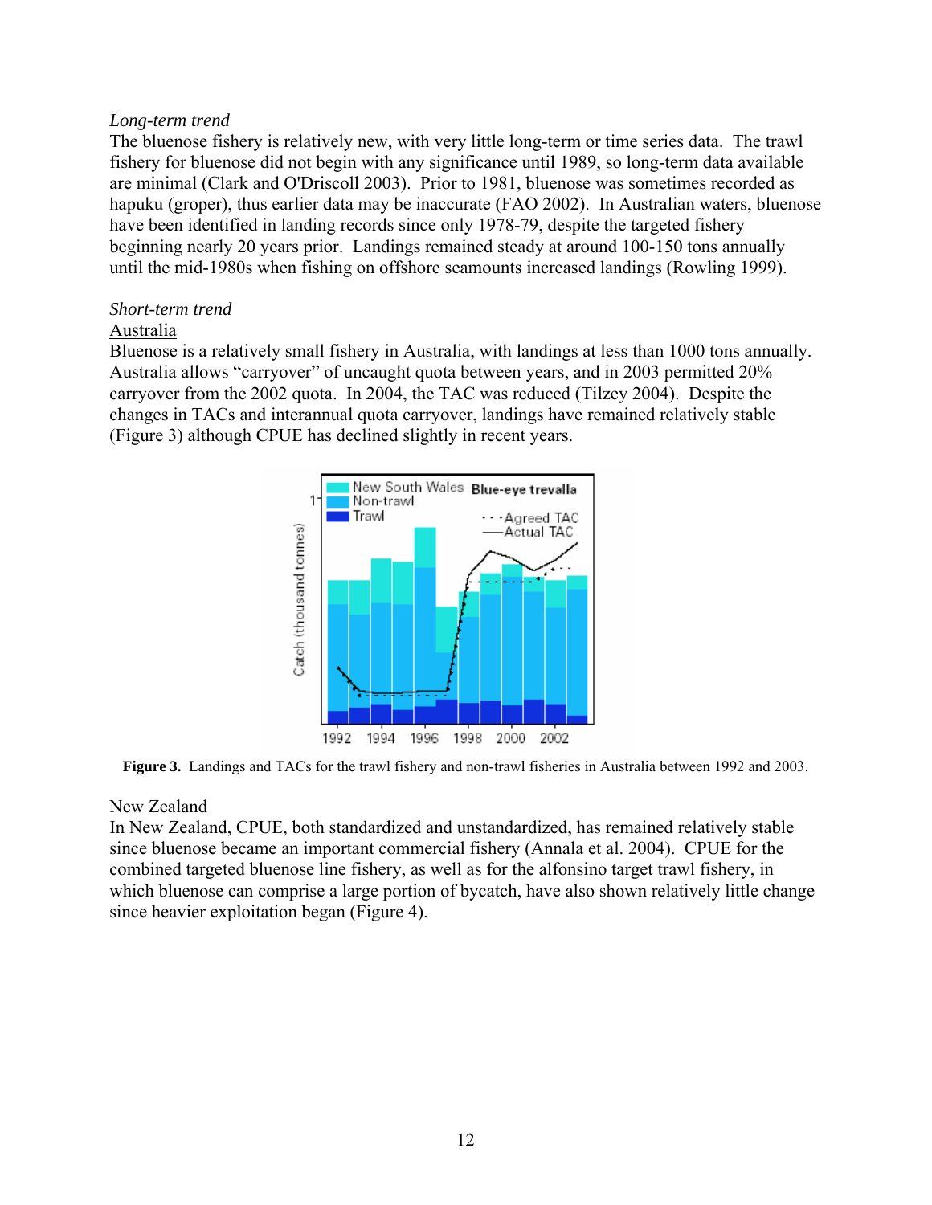*Long-term trend*

The bluenose fishery is relatively new, with very little long-term or time series data. The trawl fishery for bluenose did not begin with any significance until 1989, so long-term data available are minimal (Clark and O'Driscoll 2003). Prior to 1981, bluenose was sometimes recorded as hapuku (groper), thus earlier data may be inaccurate (FAO 2002). In Australian waters, bluenose have been identified in landing records since only 1978-79, despite the targeted fishery beginning nearly 20 years prior. Landings remained steady at around 100-150 tons annually until the mid-1980s when fishing on offshore seamounts increased landings (Rowling 1999).

*Short-term trend*

Australia

Bluenose is a relatively small fishery in Australia, with landings at less than 1000 tons annually. Australia allows "carryover" of uncaught quota between years, and in 2003 permitted 20% carryover from the 2002 quota. In 2004, the TAC was reduced (Tilzey 2004). Despite the changes in TACs and interannual quota carryover, landings have remained relatively stable (Figure 3) although CPUE has declined slightly in recent years.

**Figure 3.** Landings and TACs for the trawl fishery and non-trawl fisheries in Australia between 1992 and 2003.

New Zealand

In New Zealand, CPUE, both standardized and unstandardized, has remained relatively stable since bluenose became an important commercial fishery (Annala et al. 2004). CPUE for the combined targeted bluenose line fishery, as well as for the alfonsino target trawl fishery, in which bluenose can comprise a large portion of bycatch, have also shown relatively little change since heavier exploitation began (Figure 4).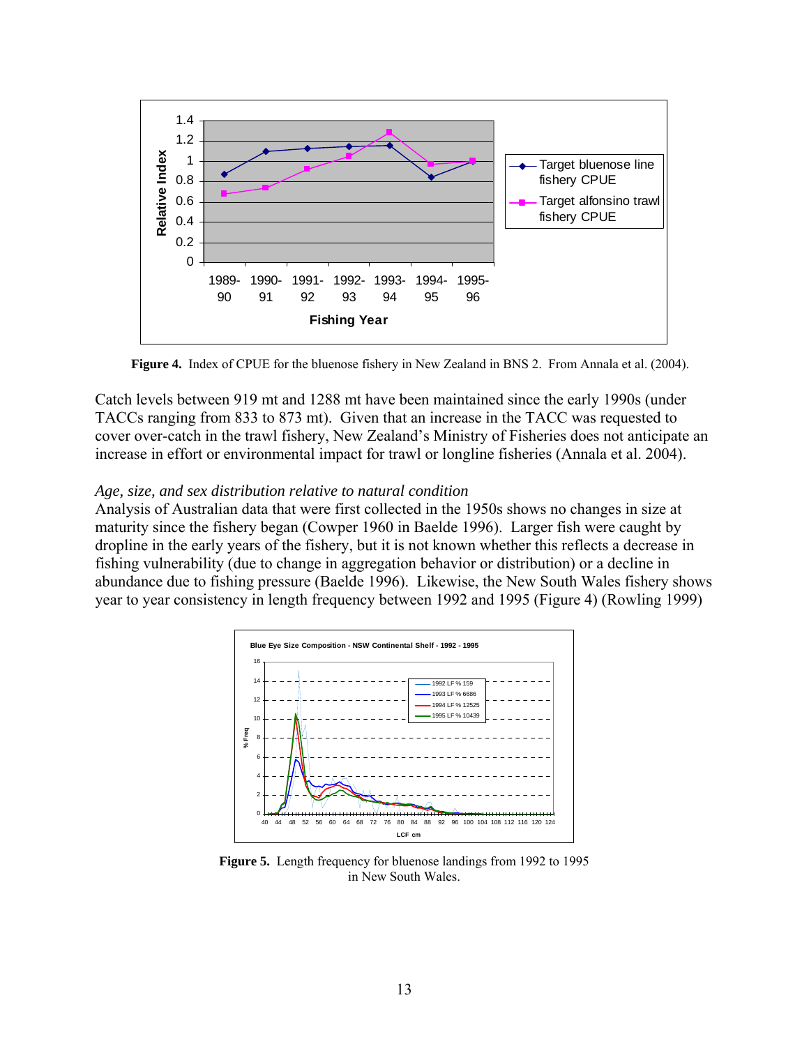**Figure 4.** Index of CPUE for the bluenose fishery in New Zealand in BNS 2. From Annala et al. (2004).

Catch levels between 919 mt and 1288 mt have been maintained since the early 1990s (under TACCs ranging from 833 to 873 mt). Given that an increase in the TACC was requested to cover over-catch in the trawl fishery, New Zealand's Ministry of Fisheries does not anticipate an increase in effort or environmental impact for trawl or longline fisheries (Annala et al. 2004).

*Age, size, and sex distribution relative to natural condition*

Analysis of Australian data that were first collected in the 1950s shows no changes in size at maturity since the fishery began (Cowper 1960 in Baelde 1996). Larger fish were caught by dropline in the early years of the fishery, but it is not known whether this reflects a decrease in fishing vulnerability (due to change in aggregation behavior or distribution) or a decline in abundance due to fishing pressure (Baelde 1996). Likewise, the New South Wales fishery shows year to year consistency in length frequency between 1992 and 1995 (Figure 4) (Rowling 1999)

**Figure 5.** Length frequency for bluenose landings from 1992 to 1995 in New South Wales.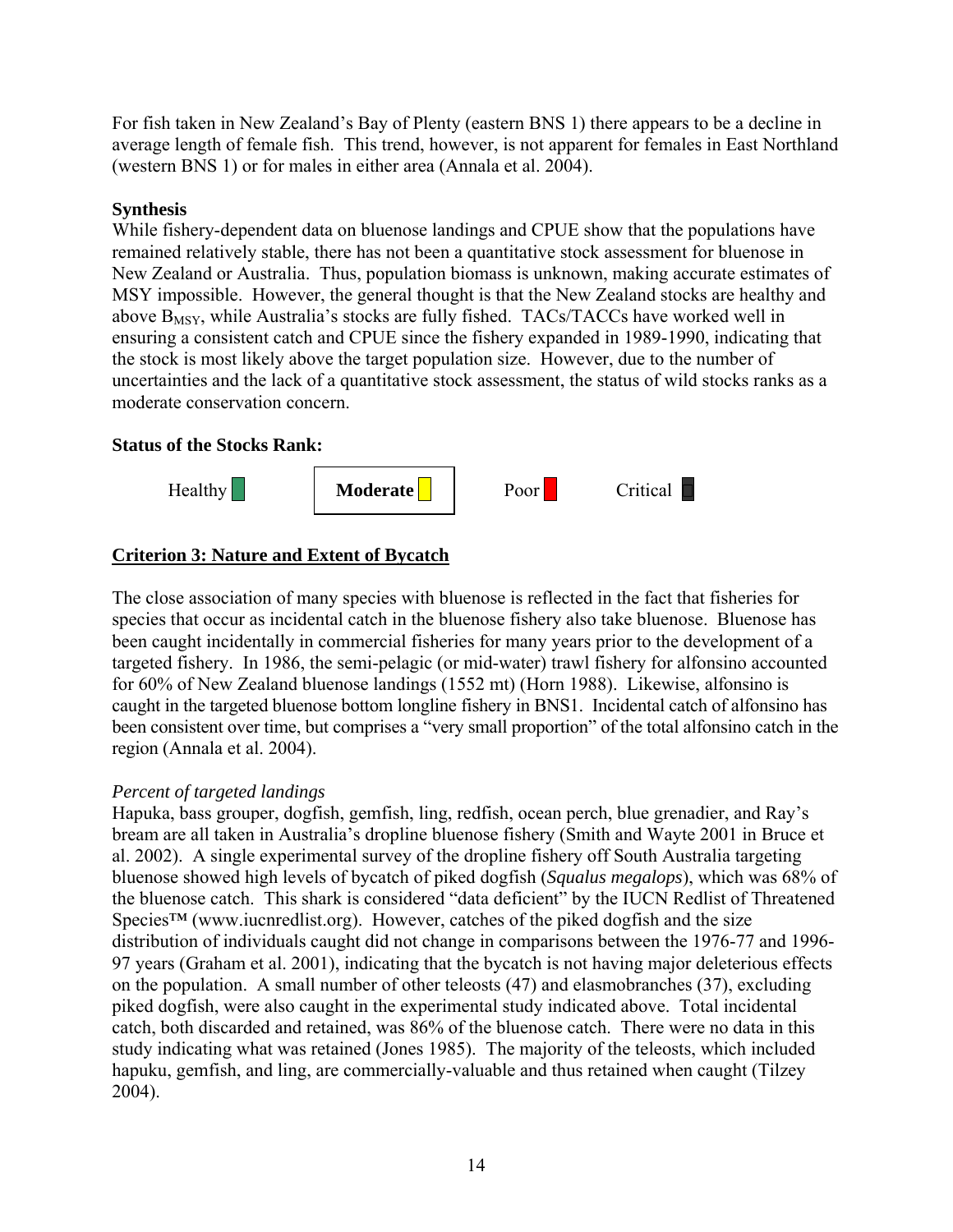For fish taken in New Zealand's Bay of Plenty (eastern BNS 1) there appears to be a decline in average length of female fish. This trend, however, is not apparent for females in East Northland (western BNS 1) or for males in either area (Annala et al. 2004).

**Synthesis**

While fishery-dependent data on bluenose landings and CPUE show that the populations have remained relatively stable, there has not been a quantitative stock assessment for bluenose in New Zealand or Australia. Thus, population biomass is unknown, making accurate estimates of MSY impossible. However, the general thought is that the New Zealand stocks are healthy and above $B_{MSY}$, while Australia's stocks are fully fished. TACs/TACCs have worked well in ensuring a consistent catch and CPUE since the fishery expanded in 1989-1990, indicating that the stock is most likely above the target population size. However, due to the number of uncertainties and the lack of a quantitative stock assessment, the status of wild stocks ranks as a moderate conservation concern.

**Status of the Stocks Rank:**

Healthy | **Moderate** | Poor | Critical

## Criterion 3: Nature and Extent of Bycatch

The close association of many species with bluenose is reflected in the fact that fisheries for species that occur as incidental catch in the bluenose fishery also take bluenose. Bluenose has been caught incidentally in commercial fisheries for many years prior to the development of a targeted fishery. In 1986, the semi-pelagic (or mid-water) trawl fishery for alfonsino accounted for 60% of New Zealand bluenose landings (1552 mt) (Horn 1988). Likewise, alfonsino is caught in the targeted bluenose bottom longline fishery in BNS1. Incidental catch of alfonsino has been consistent over time, but comprises a "very small proportion" of the total alfonsino catch in the region (Annala et al. 2004).

*Percent of targeted landings*

Hapuka, bass grouper, dogfish, gemfish, ling, redfish, ocean perch, blue grenadier, and Ray's bream are all taken in Australia's dropline bluenose fishery (Smith and Wayte 2001 in Bruce et al. 2002). A single experimental survey of the dropline fishery off South Australia targeting bluenose showed high levels of bycatch of piked dogfish (*Squalus megalops*), which was 68% of the bluenose catch. This shark is considered "data deficient" by the IUCN Redlist of Threatened Species™ (www.iucnredlist.org). However, catches of the piked dogfish and the size distribution of individuals caught did not change in comparisons between the 1976-77 and 1996-97 years (Graham et al. 2001), indicating that the bycatch is not having major deleterious effects on the population. A small number of other teleosts (47) and elasmobranches (37), excluding piked dogfish, were also caught in the experimental study indicated above. Total incidental catch, both discarded and retained, was 86% of the bluenose catch. There were no data in this study indicating what was retained (Jones 1985). The majority of the teleosts, which included hapuku, gemfish, and ling, are commercially-valuable and thus retained when caught (Tilzey 2004).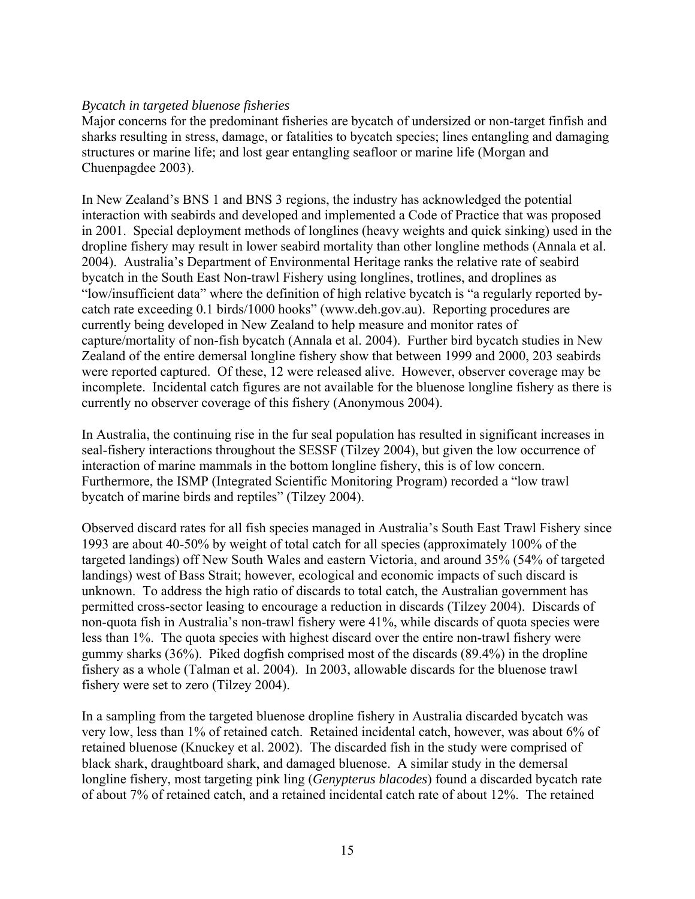*Bycatch in targeted bluenose fisheries*

Major concerns for the predominant fisheries are bycatch of undersized or non-target finfish and sharks resulting in stress, damage, or fatalities to bycatch species; lines entangling and damaging structures or marine life; and lost gear entangling seafloor or marine life (Morgan and Chuenpagdee 2003).

In New Zealand's BNS 1 and BNS 3 regions, the industry has acknowledged the potential interaction with seabirds and developed and implemented a Code of Practice that was proposed in 2001. Special deployment methods of longlines (heavy weights and quick sinking) used in the dropline fishery may result in lower seabird mortality than other longline methods (Annala et al. 2004). Australia's Department of Environmental Heritage ranks the relative rate of seabird bycatch in the South East Non-trawl Fishery using longlines, trotlines, and droplines as "low/insufficient data" where the definition of high relative bycatch is "a regularly reported by-catch rate exceeding 0.1 birds/1000 hooks" (www.deh.gov.au). Reporting procedures are currently being developed in New Zealand to help measure and monitor rates of capture/mortality of non-fish bycatch (Annala et al. 2004). Further bird bycatch studies in New Zealand of the entire demersal longline fishery show that between 1999 and 2000, 203 seabirds were reported captured. Of these, 12 were released alive. However, observer coverage may be incomplete. Incidental catch figures are not available for the bluenose longline fishery as there is currently no observer coverage of this fishery (Anonymous 2004).

In Australia, the continuing rise in the fur seal population has resulted in significant increases in seal-fishery interactions throughout the SESSF (Tilzey 2004), but given the low occurrence of interaction of marine mammals in the bottom longline fishery, this is of low concern. Furthermore, the ISMP (Integrated Scientific Monitoring Program) recorded a "low trawl bycatch of marine birds and reptiles" (Tilzey 2004).

Observed discard rates for all fish species managed in Australia's South East Trawl Fishery since 1993 are about 40-50% by weight of total catch for all species (approximately 100% of the targeted landings) off New South Wales and eastern Victoria, and around 35% (54% of targeted landings) west of Bass Strait; however, ecological and economic impacts of such discard is unknown. To address the high ratio of discards to total catch, the Australian government has permitted cross-sector leasing to encourage a reduction in discards (Tilzey 2004). Discards of non-quota fish in Australia's non-trawl fishery were 41%, while discards of quota species were less than 1%. The quota species with highest discard over the entire non-trawl fishery were gummy sharks (36%). Piked dogfish comprised most of the discards (89.4%) in the dropline fishery as a whole (Talman et al. 2004). In 2003, allowable discards for the bluenose trawl fishery were set to zero (Tilzey 2004).

In a sampling from the targeted bluenose dropline fishery in Australia discarded bycatch was very low, less than 1% of retained catch. Retained incidental catch, however, was about 6% of retained bluenose (Knuckey et al. 2002). The discarded fish in the study were comprised of black shark, draughtboard shark, and damaged bluenose. A similar study in the demersal longline fishery, most targeting pink ling (*Genypterus blacodes*) found a discarded bycatch rate of about 7% of retained catch, and a retained incidental catch rate of about 12%. The retained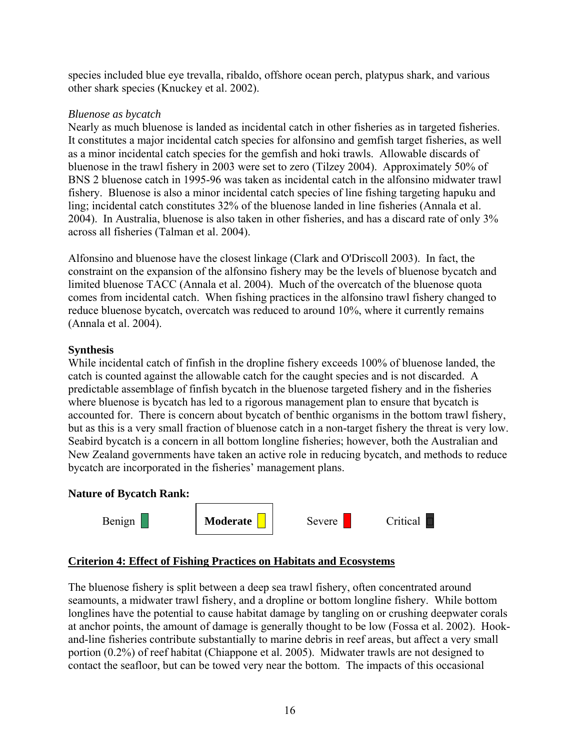species included blue eye trevalla, ribaldo, offshore ocean perch, platypus shark, and various other shark species (Knuckey et al. 2002).

*Bluenose as bycatch*

Nearly as much bluenose is landed as incidental catch in other fisheries as in targeted fisheries. It constitutes a major incidental catch species for alfonsino and gemfish target fisheries, as well as a minor incidental catch species for the gemfish and hoki trawls. Allowable discards of bluenose in the trawl fishery in 2003 were set to zero (Tilzey 2004). Approximately 50% of BNS 2 bluenose catch in 1995-96 was taken as incidental catch in the alfonsino midwater trawl fishery. Bluenose is also a minor incidental catch species of line fishing targeting hapuku and ling; incidental catch constitutes 32% of the bluenose landed in line fisheries (Annala et al. 2004). In Australia, bluenose is also taken in other fisheries, and has a discard rate of only 3% across all fisheries (Talman et al. 2004).

Alfonsino and bluenose have the closest linkage (Clark and O'Driscoll 2003). In fact, the constraint on the expansion of the alfonsino fishery may be the levels of bluenose bycatch and limited bluenose TACC (Annala et al. 2004). Much of the overcatch of the bluenose quota comes from incidental catch. When fishing practices in the alfonsino trawl fishery changed to reduce bluenose bycatch, overcatch was reduced to around 10%, where it currently remains (Annala et al. 2004).

**Synthesis**

While incidental catch of finfish in the dropline fishery exceeds 100% of bluenose landed, the catch is counted against the allowable catch for the caught species and is not discarded. A predictable assemblage of finfish bycatch in the bluenose targeted fishery and in the fisheries where bluenose is bycatch has led to a rigorous management plan to ensure that bycatch is accounted for. There is concern about bycatch of benthic organisms in the bottom trawl fishery, but as this is a very small fraction of bluenose catch in a non-target fishery the threat is very low. Seabird bycatch is a concern in all bottom longline fisheries; however, both the Australian and New Zealand governments have taken an active role in reducing bycatch, and methods to reduce bycatch are incorporated in the fisheries' management plans.

**Nature of Bycatch Rank:**

Benign | **Moderate** | Severe | Critical

**Criterion 4: Effect of Fishing Practices on Habitats and Ecosystems**

The bluenose fishery is split between a deep sea trawl fishery, often concentrated around seamounts, a midwater trawl fishery, and a dropline or bottom longline fishery. While bottom longlines have the potential to cause habitat damage by tangling on or crushing deepwater corals at anchor points, the amount of damage is generally thought to be low (Fossa et al. 2002). Hook-and-line fisheries contribute substantially to marine debris in reef areas, but affect a very small portion (0.2%) of reef habitat (Chiappone et al. 2005). Midwater trawls are not designed to contact the seafloor, but can be towed very near the bottom. The impacts of this occasional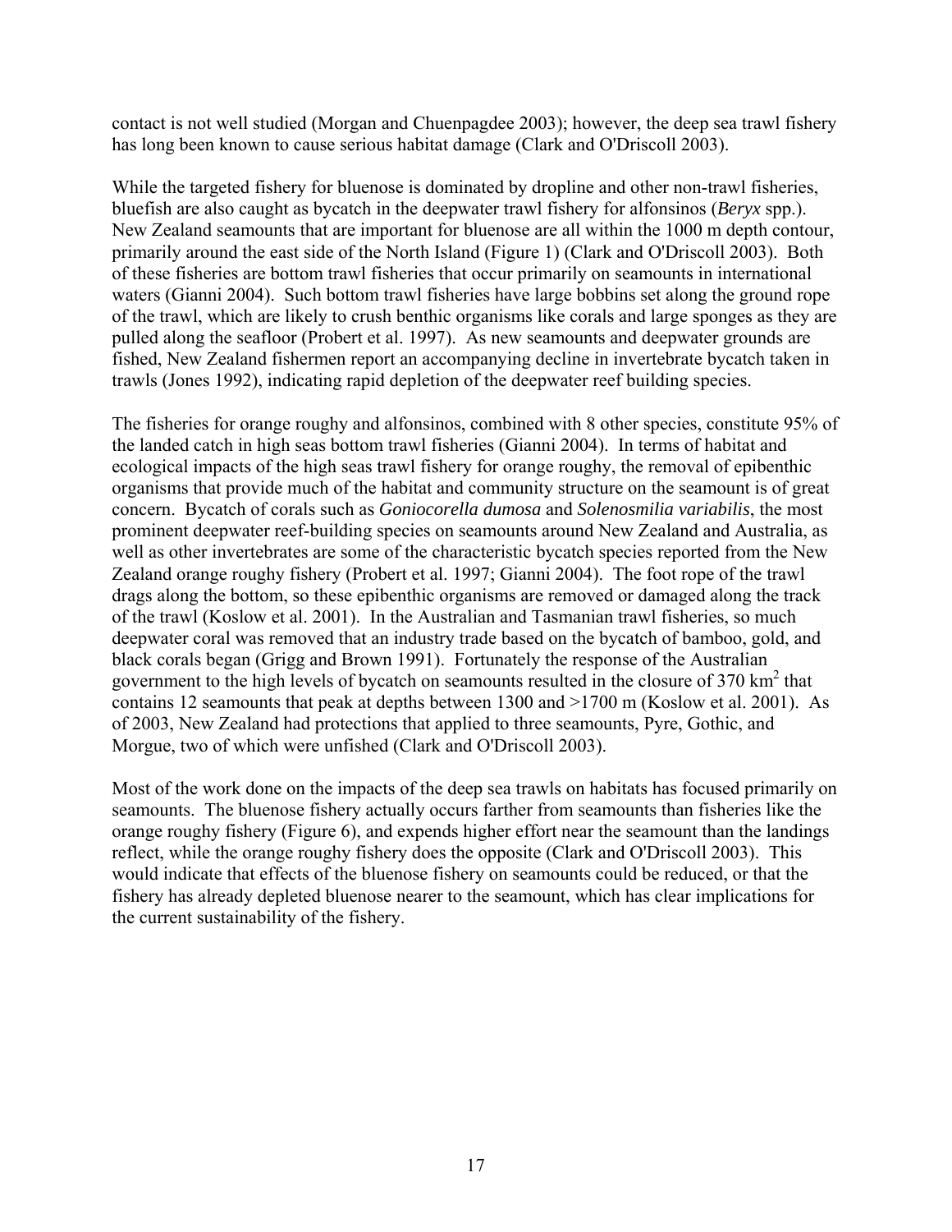contact is not well studied (Morgan and Chuenpagdee 2003); however, the deep sea trawl fishery has long been known to cause serious habitat damage (Clark and O'Driscoll 2003).

While the targeted fishery for bluenose is dominated by dropline and other non-trawl fisheries, bluefish are also caught as bycatch in the deepwater trawl fishery for alfonsinos (*Beryx* spp.). New Zealand seamounts that are important for bluenose are all within the 1000 m depth contour, primarily around the east side of the North Island (Figure 1) (Clark and O'Driscoll 2003). Both of these fisheries are bottom trawl fisheries that occur primarily on seamounts in international waters (Gianni 2004). Such bottom trawl fisheries have large bobbins set along the ground rope of the trawl, which are likely to crush benthic organisms like corals and large sponges as they are pulled along the seafloor (Probert et al. 1997). As new seamounts and deepwater grounds are fished, New Zealand fishermen report an accompanying decline in invertebrate bycatch taken in trawls (Jones 1992), indicating rapid depletion of the deepwater reef building species.

The fisheries for orange roughy and alfonsinos, combined with 8 other species, constitute 95% of the landed catch in high seas bottom trawl fisheries (Gianni 2004). In terms of habitat and ecological impacts of the high seas trawl fishery for orange roughy, the removal of epibenthic organisms that provide much of the habitat and community structure on the seamount is of great concern. Bycatch of corals such as *Goniocorella dumosa* and *Solenosmilia variabilis*, the most prominent deepwater reef-building species on seamounts around New Zealand and Australia, as well as other invertebrates are some of the characteristic bycatch species reported from the New Zealand orange roughy fishery (Probert et al. 1997; Gianni 2004). The foot rope of the trawl drags along the bottom, so these epibenthic organisms are removed or damaged along the track of the trawl (Koslow et al. 2001). In the Australian and Tasmanian trawl fisheries, so much deepwater coral was removed that an industry trade based on the bycatch of bamboo, gold, and black corals began (Grigg and Brown 1991). Fortunately the response of the Australian government to the high levels of bycatch on seamounts resulted in the closure of 370 $km^2$ that contains 12 seamounts that peak at depths between 1300 and >1700 m (Koslow et al. 2001). As of 2003, New Zealand had protections that applied to three seamounts, Pyre, Gothic, and Morgue, two of which were unfished (Clark and O'Driscoll 2003).

Most of the work done on the impacts of the deep sea trawls on habitats has focused primarily on seamounts. The bluenose fishery actually occurs farther from seamounts than fisheries like the orange roughy fishery (Figure 6), and expends higher effort near the seamount than the landings reflect, while the orange roughy fishery does the opposite (Clark and O'Driscoll 2003). This would indicate that effects of the bluenose fishery on seamounts could be reduced, or that the fishery has already depleted bluenose nearer to the seamount, which has clear implications for the current sustainability of the fishery.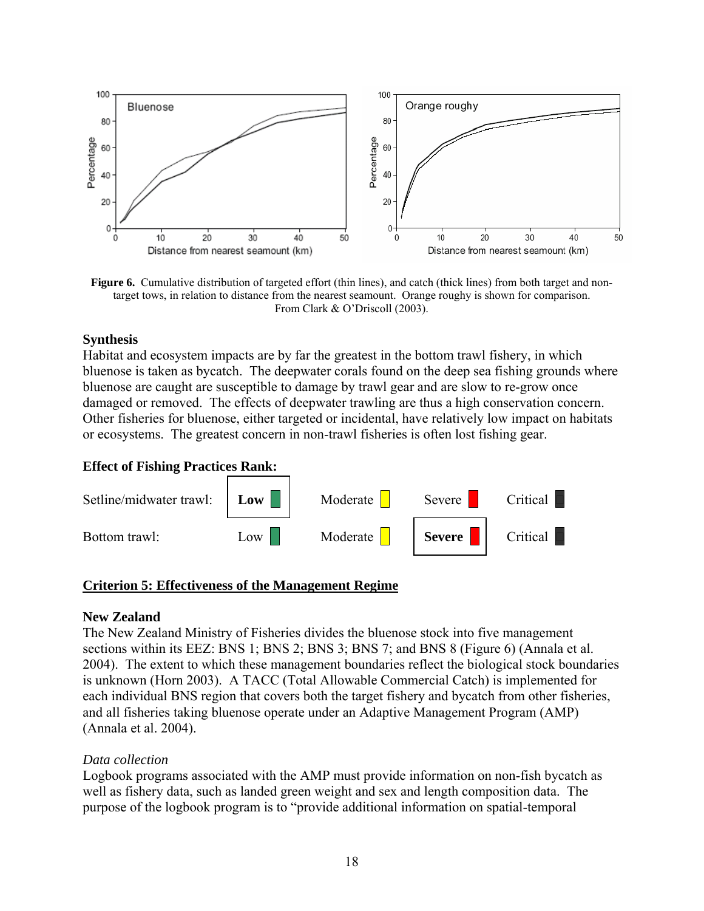**Figure 6.** Cumulative distribution of targeted effort (thin lines), and catch (thick lines) from both target and non-target tows, in relation to distance from the nearest seamount. Orange roughy is shown for comparison. From Clark & O'Driscoll (2003).

### Synthesis

Habitat and ecosystem impacts are by far the greatest in the bottom trawl fishery, in which bluenose is taken as bycatch. The deepwater corals found on the deep sea fishing grounds where bluenose are caught are susceptible to damage by trawl gear and are slow to re-grow once damaged or removed. The effects of deepwater trawling are thus a high conservation concern. Other fisheries for bluenose, either targeted or incidental, have relatively low impact on habitats or ecosystems. The greatest concern in non-trawl fisheries is often lost fishing gear.

### Effect of Fishing Practices Rank:

| | | | | |
|---|---|---|---|---|
| Setline/midwater trawl: | **Low** | Moderate | Severe | Critical |
| Bottom trawl: | Low | Moderate | **Severe** | Critical |

## Criterion 5: Effectiveness of the Management Regime

### New Zealand

The New Zealand Ministry of Fisheries divides the bluenose stock into five management sections within its EEZ: BNS 1; BNS 2; BNS 3; BNS 7; and BNS 8 (Figure 6) (Annala et al. 2004). The extent to which these management boundaries reflect the biological stock boundaries is unknown (Horn 2003). A TACC (Total Allowable Commercial Catch) is implemented for each individual BNS region that covers both the target fishery and bycatch from other fisheries, and all fisheries taking bluenose operate under an Adaptive Management Program (AMP) (Annala et al. 2004).

*Data collection*

Logbook programs associated with the AMP must provide information on non-fish bycatch as well as fishery data, such as landed green weight and sex and length composition data. The purpose of the logbook program is to "provide additional information on spatial-temporal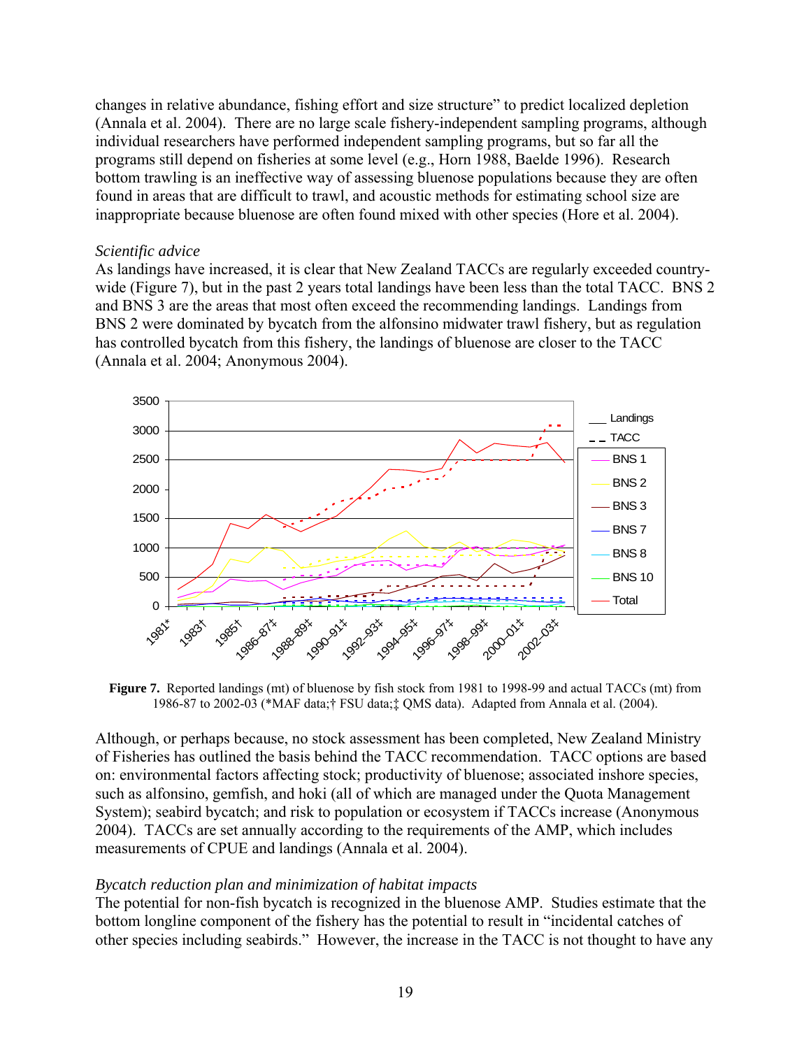changes in relative abundance, fishing effort and size structure" to predict localized depletion (Annala et al. 2004). There are no large scale fishery-independent sampling programs, although individual researchers have performed independent sampling programs, but so far all the programs still depend on fisheries at some level (e.g., Horn 1988, Baelde 1996). Research bottom trawling is an ineffective way of assessing bluenose populations because they are often found in areas that are difficult to trawl, and acoustic methods for estimating school size are inappropriate because bluenose are often found mixed with other species (Hore et al. 2004).

*Scientific advice*

As landings have increased, it is clear that New Zealand TACCs are regularly exceeded country-wide (Figure 7), but in the past 2 years total landings have been less than the total TACC. BNS 2 and BNS 3 are the areas that most often exceed the recommending landings. Landings from BNS 2 were dominated by bycatch from the alfonsino midwater trawl fishery, but as regulation has controlled bycatch from this fishery, the landings of bluenose are closer to the TACC (Annala et al. 2004; Anonymous 2004).

**Figure 7.** Reported landings (mt) of bluenose by fish stock from 1981 to 1998-99 and actual TACCs (mt) from 1986-87 to 2002-03 (*MAF data;† FSU data;‡ QMS data). Adapted from Annala et al. (2004).

Although, or perhaps because, no stock assessment has been completed, New Zealand Ministry of Fisheries has outlined the basis behind the TACC recommendation. TACC options are based on: environmental factors affecting stock; productivity of bluenose; associated inshore species, such as alfonsino, gemfish, and hoki (all of which are managed under the Quota Management System); seabird bycatch; and risk to population or ecosystem if TACCs increase (Anonymous 2004). TACCs are set annually according to the requirements of the AMP, which includes measurements of CPUE and landings (Annala et al. 2004).

*Bycatch reduction plan and minimization of habitat impacts*

The potential for non-fish bycatch is recognized in the bluenose AMP. Studies estimate that the bottom longline component of the fishery has the potential to result in "incidental catches of other species including seabirds." However, the increase in the TACC is not thought to have any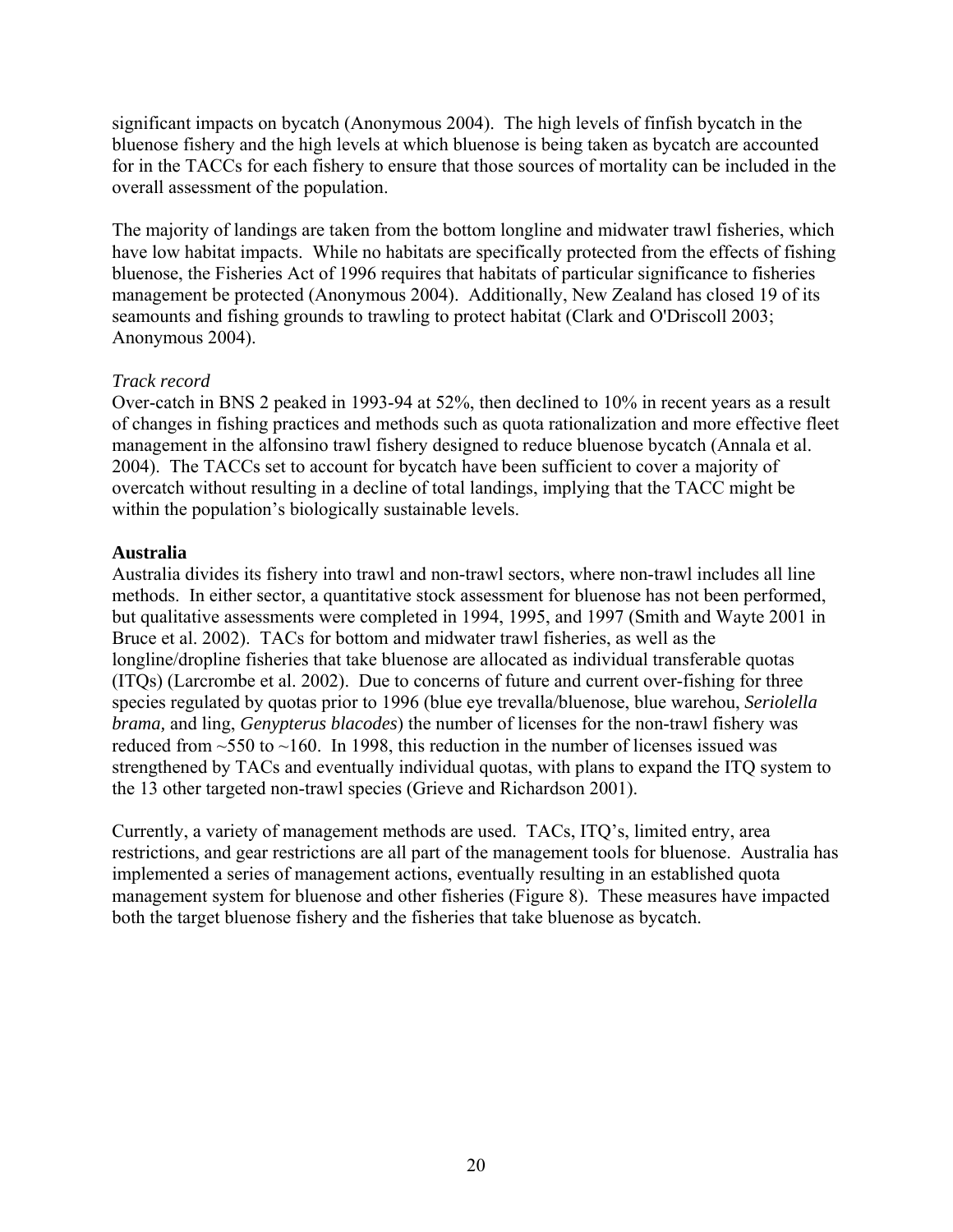significant impacts on bycatch (Anonymous 2004). The high levels of finfish bycatch in the bluenose fishery and the high levels at which bluenose is being taken as bycatch are accounted for in the TACCs for each fishery to ensure that those sources of mortality can be included in the overall assessment of the population.

The majority of landings are taken from the bottom longline and midwater trawl fisheries, which have low habitat impacts. While no habitats are specifically protected from the effects of fishing bluenose, the Fisheries Act of 1996 requires that habitats of particular significance to fisheries management be protected (Anonymous 2004). Additionally, New Zealand has closed 19 of its seamounts and fishing grounds to trawling to protect habitat (Clark and O'Driscoll 2003; Anonymous 2004).

*Track record*

Over-catch in BNS 2 peaked in 1993-94 at 52%, then declined to 10% in recent years as a result of changes in fishing practices and methods such as quota rationalization and more effective fleet management in the alfonsino trawl fishery designed to reduce bluenose bycatch (Annala et al. 2004). The TACCs set to account for bycatch have been sufficient to cover a majority of overcatch without resulting in a decline of total landings, implying that the TACC might be within the population's biologically sustainable levels.

**Australia**

Australia divides its fishery into trawl and non-trawl sectors, where non-trawl includes all line methods. In either sector, a quantitative stock assessment for bluenose has not been performed, but qualitative assessments were completed in 1994, 1995, and 1997 (Smith and Wayte 2001 in Bruce et al. 2002). TACs for bottom and midwater trawl fisheries, as well as the longline/dropline fisheries that take bluenose are allocated as individual transferable quotas (ITQs) (Larcrombe et al. 2002). Due to concerns of future and current over-fishing for three species regulated by quotas prior to 1996 (blue eye trevalla/bluenose, blue warehou, *Seriolella brama,* and ling, *Genypterus blacodes*) the number of licenses for the non-trawl fishery was reduced from ~550 to ~160. In 1998, this reduction in the number of licenses issued was strengthened by TACs and eventually individual quotas, with plans to expand the ITQ system to the 13 other targeted non-trawl species (Grieve and Richardson 2001).

Currently, a variety of management methods are used. TACs, ITQ's, limited entry, area restrictions, and gear restrictions are all part of the management tools for bluenose. Australia has implemented a series of management actions, eventually resulting in an established quota management system for bluenose and other fisheries (Figure 8). These measures have impacted both the target bluenose fishery and the fisheries that take bluenose as bycatch.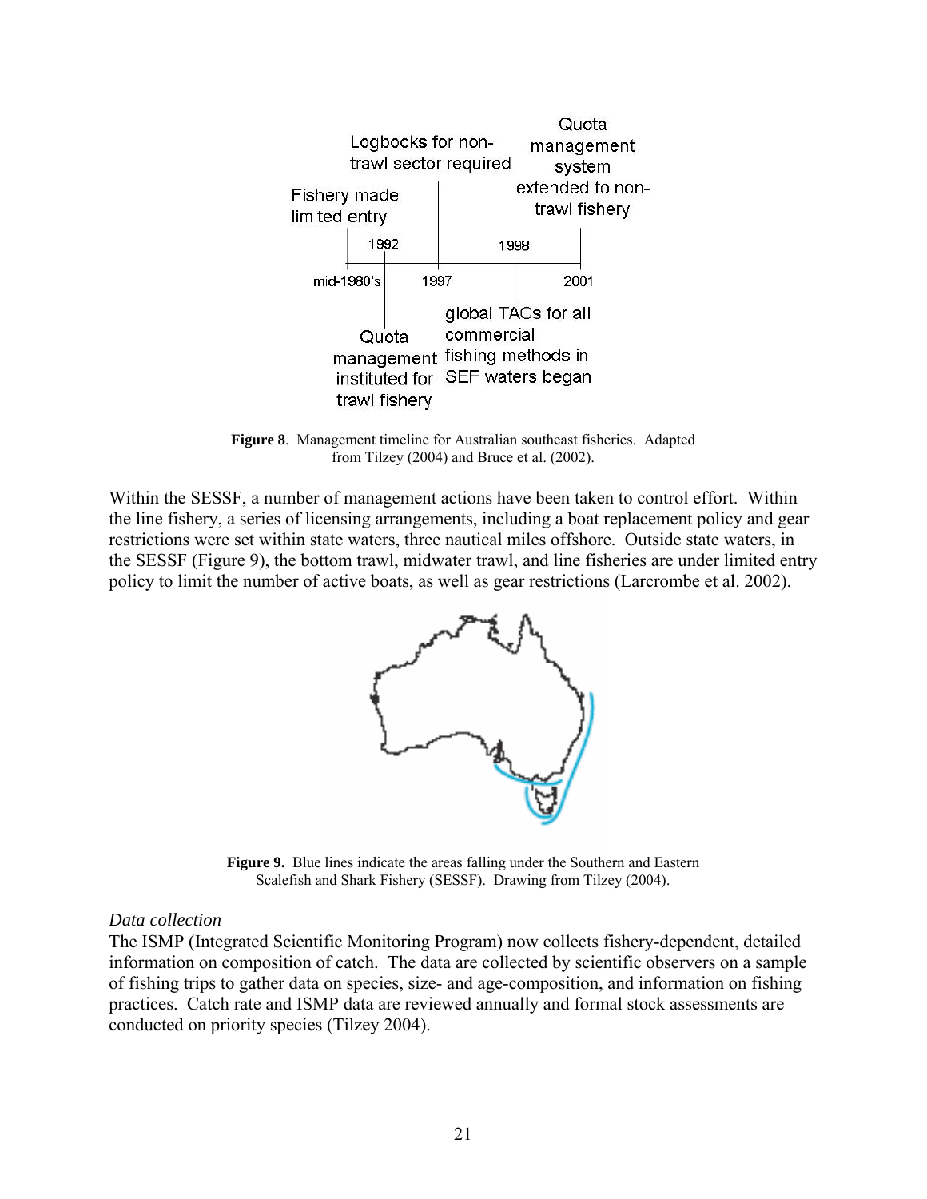**Figure 8**. Management timeline for Australian southeast fisheries. Adapted from Tilzey (2004) and Bruce et al. (2002).

Within the SESSF, a number of management actions have been taken to control effort. Within the line fishery, a series of licensing arrangements, including a boat replacement policy and gear restrictions were set within state waters, three nautical miles offshore. Outside state waters, in the SESSF (Figure 9), the bottom trawl, midwater trawl, and line fisheries are under limited entry policy to limit the number of active boats, as well as gear restrictions (Larcrombe et al. 2002).

**Figure 9.** Blue lines indicate the areas falling under the Southern and Eastern Scalefish and Shark Fishery (SESSF). Drawing from Tilzey (2004).

*Data collection*

The ISMP (Integrated Scientific Monitoring Program) now collects fishery-dependent, detailed information on composition of catch. The data are collected by scientific observers on a sample of fishing trips to gather data on species, size- and age-composition, and information on fishing practices. Catch rate and ISMP data are reviewed annually and formal stock assessments are conducted on priority species (Tilzey 2004).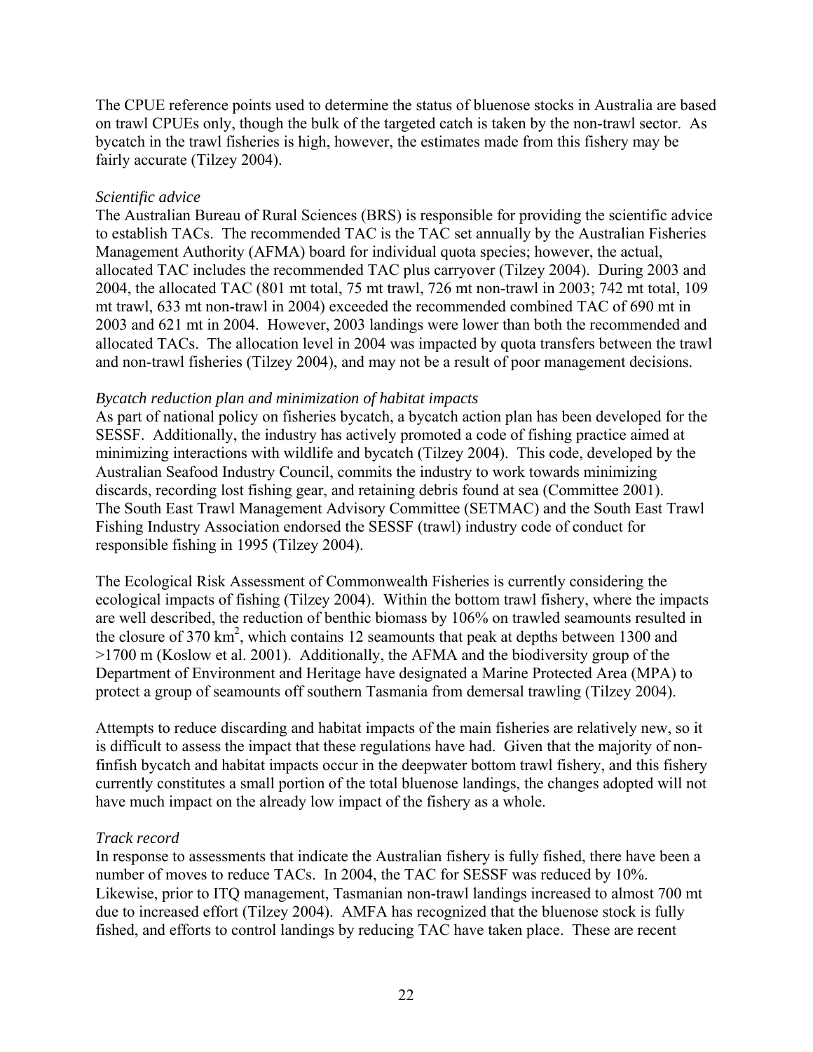The CPUE reference points used to determine the status of bluenose stocks in Australia are based on trawl CPUEs only, though the bulk of the targeted catch is taken by the non-trawl sector. As bycatch in the trawl fisheries is high, however, the estimates made from this fishery may be fairly accurate (Tilzey 2004).

*Scientific advice*

The Australian Bureau of Rural Sciences (BRS) is responsible for providing the scientific advice to establish TACs. The recommended TAC is the TAC set annually by the Australian Fisheries Management Authority (AFMA) board for individual quota species; however, the actual, allocated TAC includes the recommended TAC plus carryover (Tilzey 2004). During 2003 and 2004, the allocated TAC (801 mt total, 75 mt trawl, 726 mt non-trawl in 2003; 742 mt total, 109 mt trawl, 633 mt non-trawl in 2004) exceeded the recommended combined TAC of 690 mt in 2003 and 621 mt in 2004. However, 2003 landings were lower than both the recommended and allocated TACs. The allocation level in 2004 was impacted by quota transfers between the trawl and non-trawl fisheries (Tilzey 2004), and may not be a result of poor management decisions.

*Bycatch reduction plan and minimization of habitat impacts*

As part of national policy on fisheries bycatch, a bycatch action plan has been developed for the SESSF. Additionally, the industry has actively promoted a code of fishing practice aimed at minimizing interactions with wildlife and bycatch (Tilzey 2004). This code, developed by the Australian Seafood Industry Council, commits the industry to work towards minimizing discards, recording lost fishing gear, and retaining debris found at sea (Committee 2001). The South East Trawl Management Advisory Committee (SETMAC) and the South East Trawl Fishing Industry Association endorsed the SESSF (trawl) industry code of conduct for responsible fishing in 1995 (Tilzey 2004).

The Ecological Risk Assessment of Commonwealth Fisheries is currently considering the ecological impacts of fishing (Tilzey 2004). Within the bottom trawl fishery, where the impacts are well described, the reduction of benthic biomass by 106% on trawled seamounts resulted in the closure of 370 $km^2$, which contains 12 seamounts that peak at depths between 1300 and >1700 m (Koslow et al. 2001). Additionally, the AFMA and the biodiversity group of the Department of Environment and Heritage have designated a Marine Protected Area (MPA) to protect a group of seamounts off southern Tasmania from demersal trawling (Tilzey 2004).

Attempts to reduce discarding and habitat impacts of the main fisheries are relatively new, so it is difficult to assess the impact that these regulations have had. Given that the majority of non-finfish bycatch and habitat impacts occur in the deepwater bottom trawl fishery, and this fishery currently constitutes a small portion of the total bluenose landings, the changes adopted will not have much impact on the already low impact of the fishery as a whole.

*Track record*

In response to assessments that indicate the Australian fishery is fully fished, there have been a number of moves to reduce TACs. In 2004, the TAC for SESSF was reduced by 10%. Likewise, prior to ITQ management, Tasmanian non-trawl landings increased to almost 700 mt due to increased effort (Tilzey 2004). AMFA has recognized that the bluenose stock is fully fished, and efforts to control landings by reducing TAC have taken place. These are recent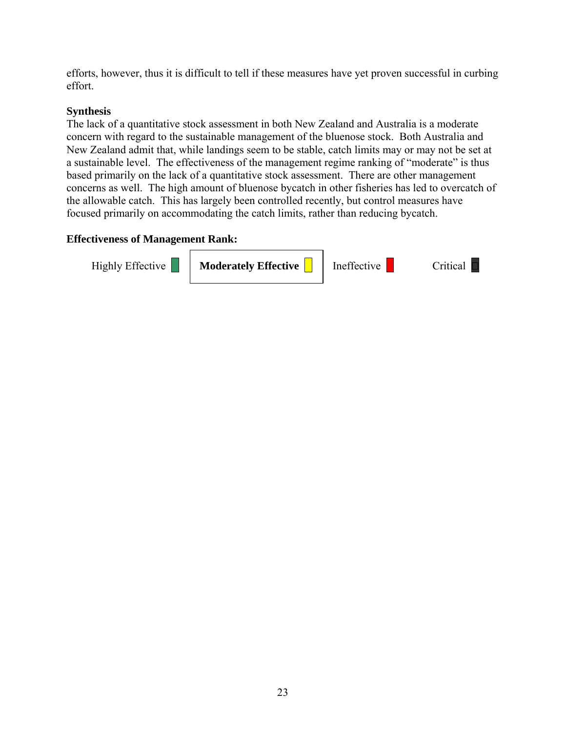efforts, however, thus it is difficult to tell if these measures have yet proven successful in curbing effort.

**Synthesis**

The lack of a quantitative stock assessment in both New Zealand and Australia is a moderate concern with regard to the sustainable management of the bluenose stock. Both Australia and New Zealand admit that, while landings seem to be stable, catch limits may or may not be set at a sustainable level. The effectiveness of the management regime ranking of "moderate" is thus based primarily on the lack of a quantitative stock assessment. There are other management concerns as well. The high amount of bluenose bycatch in other fisheries has led to overcatch of the allowable catch. This has largely been controlled recently, but control measures have focused primarily on accommodating the catch limits, rather than reducing bycatch.

**Effectiveness of Management Rank:**

Highly Effective | **Moderately Effective** | Ineffective | Critical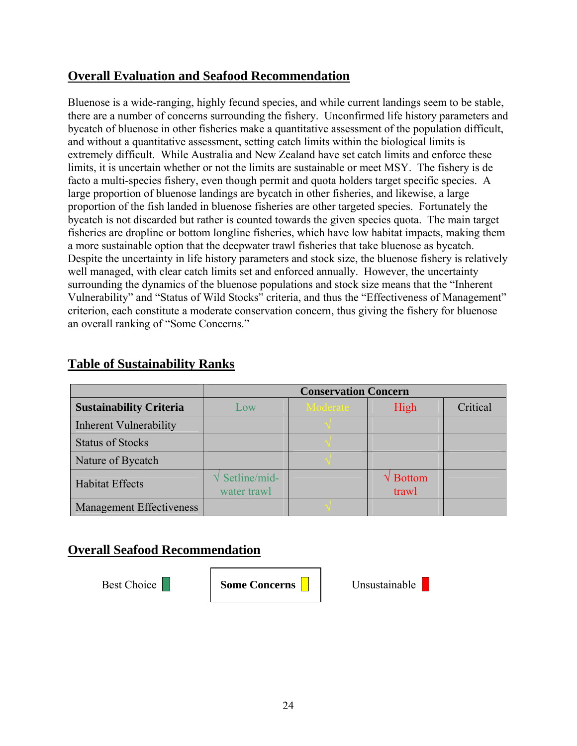## Overall Evaluation and Seafood Recommendation

Bluenose is a wide-ranging, highly fecund species, and while current landings seem to be stable, there are a number of concerns surrounding the fishery. Unconfirmed life history parameters and bycatch of bluenose in other fisheries make a quantitative assessment of the population difficult, and without a quantitative assessment, setting catch limits within the biological limits is extremely difficult. While Australia and New Zealand have set catch limits and enforce these limits, it is uncertain whether or not the limits are sustainable or meet MSY. The fishery is de facto a multi-species fishery, even though permit and quota holders target specific species. A large proportion of bluenose landings are bycatch in other fisheries, and likewise, a large proportion of the fish landed in bluenose fisheries are other targeted species. Fortunately the bycatch is not discarded but rather is counted towards the given species quota. The main target fisheries are dropline or bottom longline fisheries, which have low habitat impacts, making them a more sustainable option that the deepwater trawl fisheries that take bluenose as bycatch. Despite the uncertainty in life history parameters and stock size, the bluenose fishery is relatively well managed, with clear catch limits set and enforced annually. However, the uncertainty surrounding the dynamics of the bluenose populations and stock size means that the "Inherent Vulnerability" and "Status of Wild Stocks" criteria, and thus the "Effectiveness of Management" criterion, each constitute a moderate conservation concern, thus giving the fishery for bluenose an overall ranking of "Some Concerns."

## Table of Sustainability Ranks

| | Conservation Concern | | | |
|---|---|---|---|---|
| **Sustainability Criteria** | Low | Moderate | High | Critical |
| Inherent Vulnerability | | √ | | |
| Status of Stocks | | √ | | |
| Nature of Bycatch | | √ | | |
| Habitat Effects | √ Setline/mid-water trawl | | √ Bottom trawl | |
| Management Effectiveness | | √ | | |

## Overall Seafood Recommendation

Best Choice ☐ **Some Concerns ☐** Unsustainable ☐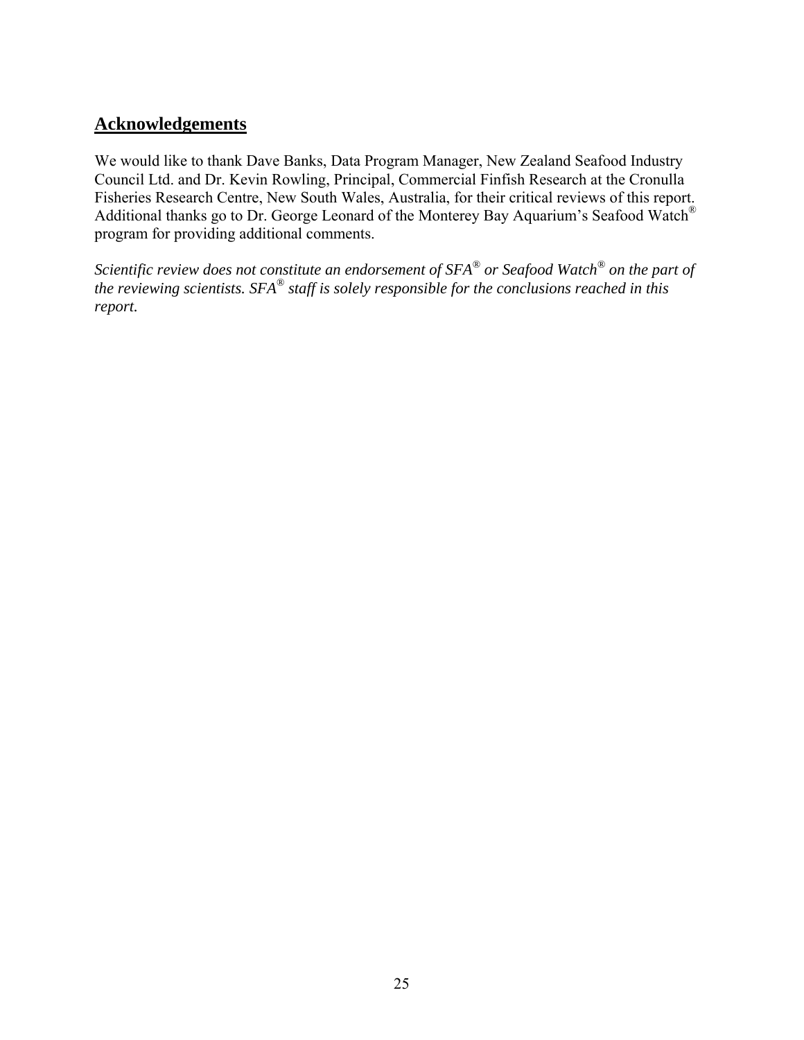## Acknowledgements

We would like to thank Dave Banks, Data Program Manager, New Zealand Seafood Industry Council Ltd. and Dr. Kevin Rowling, Principal, Commercial Finfish Research at the Cronulla Fisheries Research Centre, New South Wales, Australia, for their critical reviews of this report. Additional thanks go to Dr. George Leonard of the Monterey Bay Aquarium's Seafood Watch® program for providing additional comments.

*Scientific review does not constitute an endorsement of SFA® or Seafood Watch® on the part of the reviewing scientists. SFA® staff is solely responsible for the conclusions reached in this report.*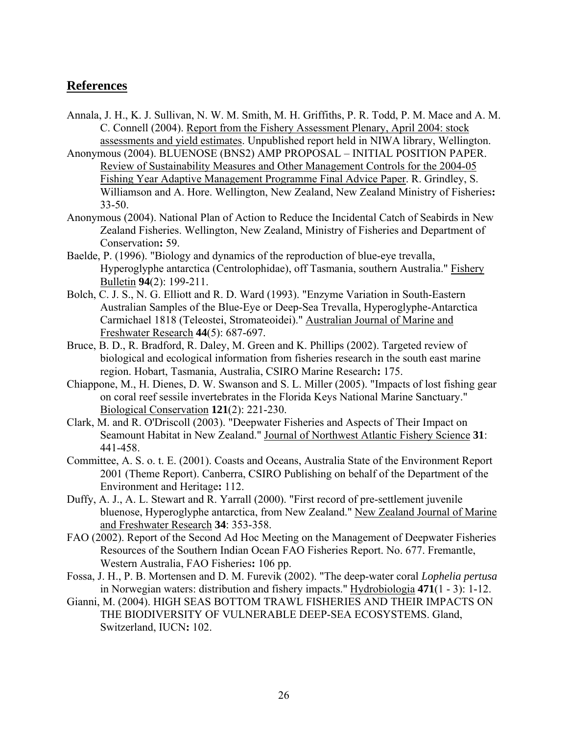## References

Annala, J. H., K. J. Sullivan, N. W. M. Smith, M. H. Griffiths, P. R. Todd, P. M. Mace and A. M. C. Connell (2004). Report from the Fishery Assessment Plenary, April 2004: stock assessments and yield estimates. Unpublished report held in NIWA library, Wellington.

Anonymous (2004). BLUENOSE (BNS2) AMP PROPOSAL – INITIAL POSITION PAPER. Review of Sustainability Measures and Other Management Controls for the 2004-05 Fishing Year Adaptive Management Programme Final Advice Paper. R. Grindley, S. Williamson and A. Hore. Wellington, New Zealand, New Zealand Ministry of Fisheries**:** 33-50.

Anonymous (2004). National Plan of Action to Reduce the Incidental Catch of Seabirds in New Zealand Fisheries. Wellington, New Zealand, Ministry of Fisheries and Department of Conservation**:** 59.

Baelde, P. (1996). "Biology and dynamics of the reproduction of blue-eye trevalla, Hyperoglyphe antarctica (Centrolophidae), off Tasmania, southern Australia." Fishery Bulletin **94**(2): 199-211.

Bolch, C. J. S., N. G. Elliott and R. D. Ward (1993). "Enzyme Variation in South-Eastern Australian Samples of the Blue-Eye or Deep-Sea Trevalla, Hyperoglyphe-Antarctica Carmichael 1818 (Teleostei, Stromateoidei)." Australian Journal of Marine and Freshwater Research **44**(5): 687-697.

Bruce, B. D., R. Bradford, R. Daley, M. Green and K. Phillips (2002). Targeted review of biological and ecological information from fisheries research in the south east marine region. Hobart, Tasmania, Australia, CSIRO Marine Research**:** 175.

Chiappone, M., H. Dienes, D. W. Swanson and S. L. Miller (2005). "Impacts of lost fishing gear on coral reef sessile invertebrates in the Florida Keys National Marine Sanctuary." Biological Conservation **121**(2): 221-230.

Clark, M. and R. O'Driscoll (2003). "Deepwater Fisheries and Aspects of Their Impact on Seamount Habitat in New Zealand." Journal of Northwest Atlantic Fishery Science **31**: 441-458.

Committee, A. S. o. t. E. (2001). Coasts and Oceans, Australia State of the Environment Report 2001 (Theme Report). Canberra, CSIRO Publishing on behalf of the Department of the Environment and Heritage**:** 112.

Duffy, A. J., A. L. Stewart and R. Yarrall (2000). "First record of pre-settlement juvenile bluenose, Hyperoglyphe antarctica, from New Zealand." New Zealand Journal of Marine and Freshwater Research **34**: 353-358.

FAO (2002). Report of the Second Ad Hoc Meeting on the Management of Deepwater Fisheries Resources of the Southern Indian Ocean FAO Fisheries Report. No. 677. Fremantle, Western Australia, FAO Fisheries**:** 106 pp.

Fossa, J. H., P. B. Mortensen and D. M. Furevik (2002). "The deep-water coral *Lophelia pertusa* in Norwegian waters: distribution and fishery impacts." Hydrobiologia **471**(1 - 3): 1-12.

Gianni, M. (2004). HIGH SEAS BOTTOM TRAWL FISHERIES AND THEIR IMPACTS ON THE BIODIVERSITY OF VULNERABLE DEEP-SEA ECOSYSTEMS. Gland, Switzerland, IUCN**:** 102.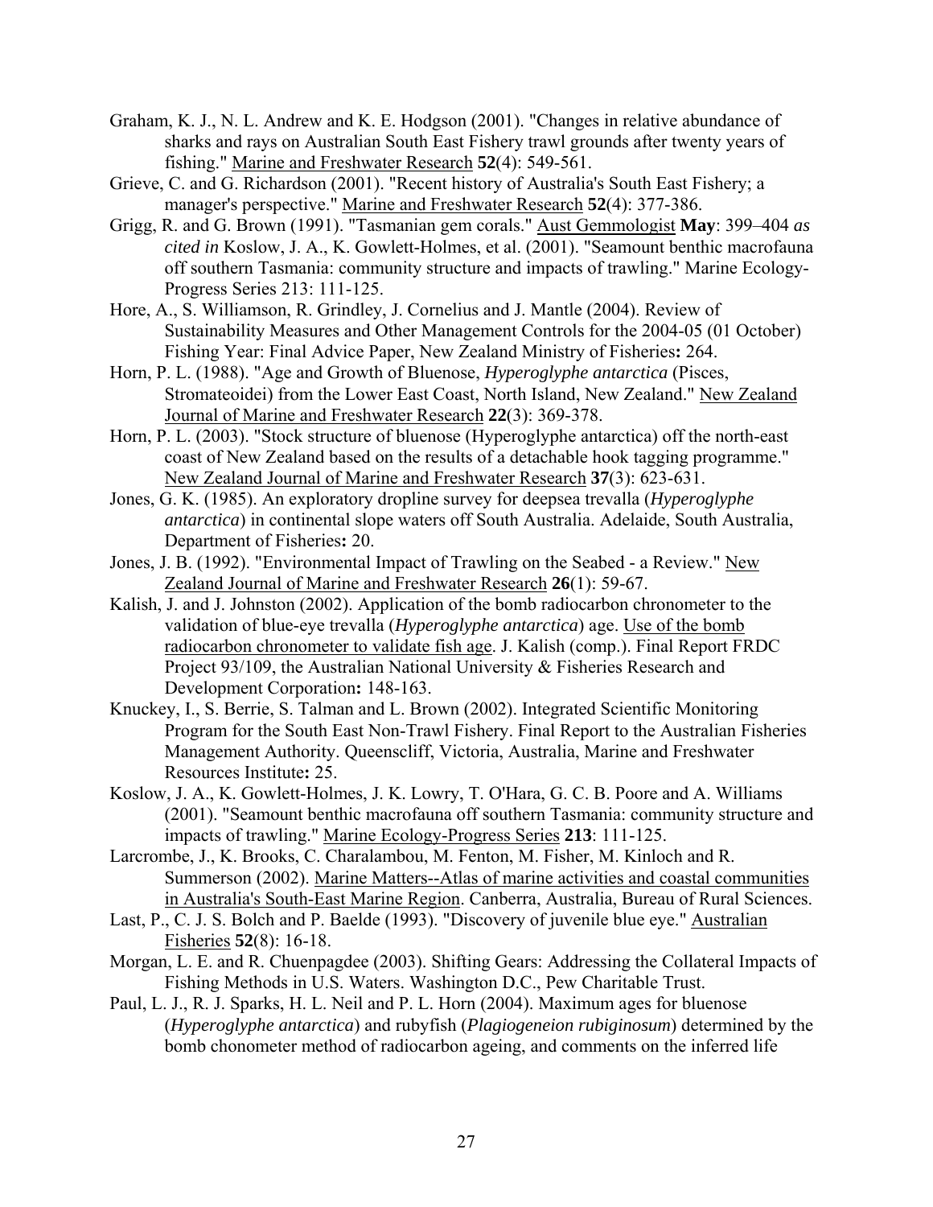Graham, K. J., N. L. Andrew and K. E. Hodgson (2001). "Changes in relative abundance of sharks and rays on Australian South East Fishery trawl grounds after twenty years of fishing." Marine and Freshwater Research **52**(4): 549-561.

Grieve, C. and G. Richardson (2001). "Recent history of Australia's South East Fishery; a manager's perspective." Marine and Freshwater Research **52**(4): 377-386.

Grigg, R. and G. Brown (1991). "Tasmanian gem corals." Aust Gemmologist **May**: 399–404 *as cited in* Koslow, J. A., K. Gowlett-Holmes, et al. (2001). "Seamount benthic macrofauna off southern Tasmania: community structure and impacts of trawling." Marine Ecology-Progress Series 213: 111-125.

Hore, A., S. Williamson, R. Grindley, J. Cornelius and J. Mantle (2004). Review of Sustainability Measures and Other Management Controls for the 2004-05 (01 October) Fishing Year: Final Advice Paper, New Zealand Ministry of Fisheries**:** 264.

Horn, P. L. (1988). "Age and Growth of Bluenose, *Hyperoglyphe antarctica* (Pisces, Stromateoidei) from the Lower East Coast, North Island, New Zealand." New Zealand Journal of Marine and Freshwater Research **22**(3): 369-378.

Horn, P. L. (2003). "Stock structure of bluenose (Hyperoglyphe antarctica) off the north-east coast of New Zealand based on the results of a detachable hook tagging programme." New Zealand Journal of Marine and Freshwater Research **37**(3): 623-631.

Jones, G. K. (1985). An exploratory dropline survey for deepsea trevalla (*Hyperoglyphe antarctica*) in continental slope waters off South Australia. Adelaide, South Australia, Department of Fisheries**:** 20.

Jones, J. B. (1992). "Environmental Impact of Trawling on the Seabed - a Review." New Zealand Journal of Marine and Freshwater Research **26**(1): 59-67.

Kalish, J. and J. Johnston (2002). Application of the bomb radiocarbon chronometer to the validation of blue-eye trevalla (*Hyperoglyphe antarctica*) age. Use of the bomb radiocarbon chronometer to validate fish age. J. Kalish (comp.). Final Report FRDC Project 93/109, the Australian National University & Fisheries Research and Development Corporation**:** 148-163.

Knuckey, I., S. Berrie, S. Talman and L. Brown (2002). Integrated Scientific Monitoring Program for the South East Non-Trawl Fishery. Final Report to the Australian Fisheries Management Authority. Queenscliff, Victoria, Australia, Marine and Freshwater Resources Institute**:** 25.

Koslow, J. A., K. Gowlett-Holmes, J. K. Lowry, T. O'Hara, G. C. B. Poore and A. Williams (2001). "Seamount benthic macrofauna off southern Tasmania: community structure and impacts of trawling." Marine Ecology-Progress Series **213**: 111-125.

Larcrombe, J., K. Brooks, C. Charalambou, M. Fenton, M. Fisher, M. Kinloch and R. Summerson (2002). Marine Matters--Atlas of marine activities and coastal communities in Australia's South-East Marine Region. Canberra, Australia, Bureau of Rural Sciences.

Last, P., C. J. S. Bolch and P. Baelde (1993). "Discovery of juvenile blue eye." Australian Fisheries **52**(8): 16-18.

Morgan, L. E. and R. Chuenpagdee (2003). Shifting Gears: Addressing the Collateral Impacts of Fishing Methods in U.S. Waters. Washington D.C., Pew Charitable Trust.

Paul, L. J., R. J. Sparks, H. L. Neil and P. L. Horn (2004). Maximum ages for bluenose (*Hyperoglyphe antarctica*) and rubyfish (*Plagiogeneion rubiginosum*) determined by the bomb chonometer method of radiocarbon ageing, and comments on the inferred life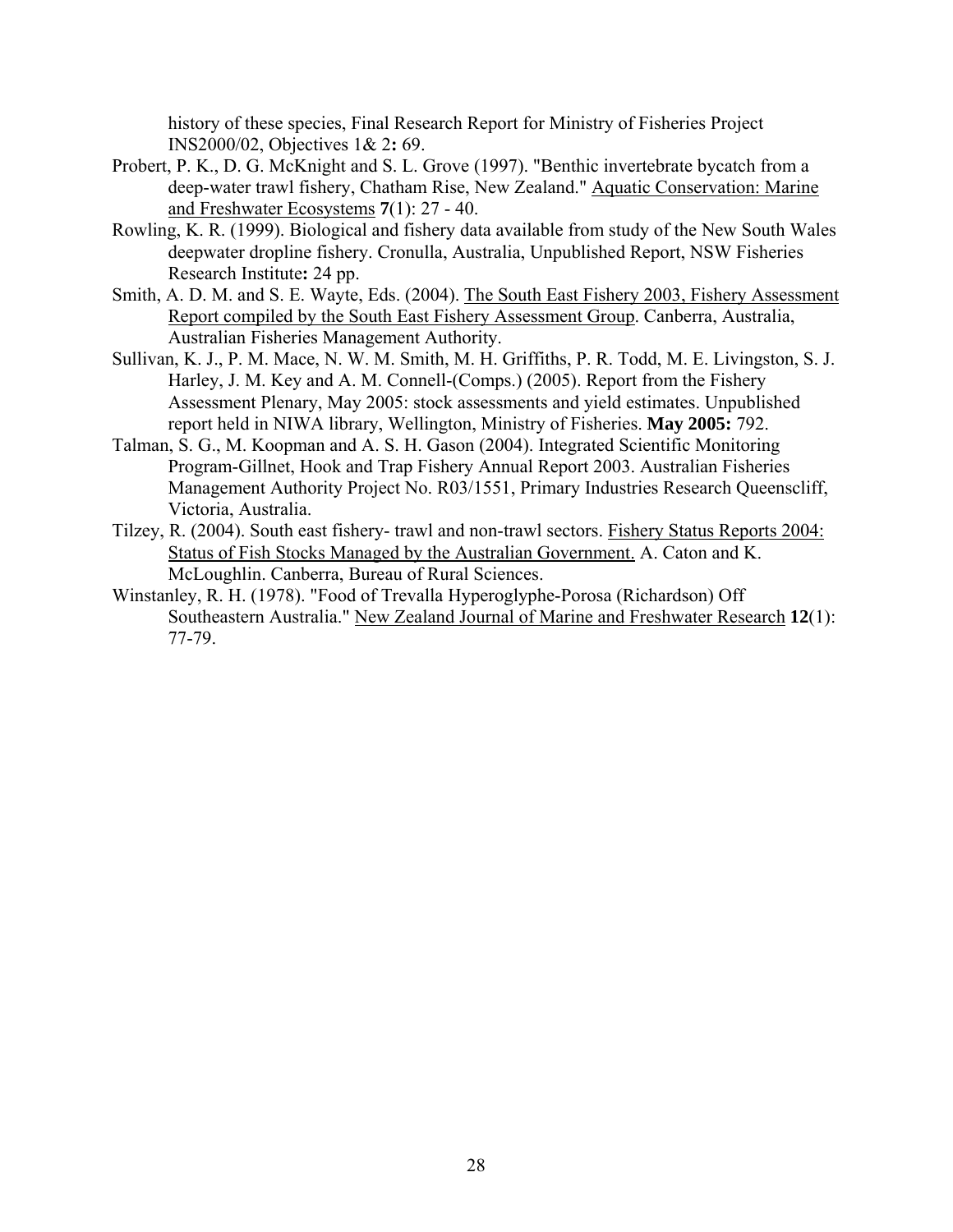history of these species, Final Research Report for Ministry of Fisheries Project INS2000/02, Objectives 1& 2**:** 69.

Probert, P. K., D. G. McKnight and S. L. Grove (1997). "Benthic invertebrate bycatch from a deep-water trawl fishery, Chatham Rise, New Zealand." Aquatic Conservation: Marine and Freshwater Ecosystems **7**(1): 27 - 40.

Rowling, K. R. (1999). Biological and fishery data available from study of the New South Wales deepwater dropline fishery. Cronulla, Australia, Unpublished Report, NSW Fisheries Research Institute**:** 24 pp.

Smith, A. D. M. and S. E. Wayte, Eds. (2004). The South East Fishery 2003, Fishery Assessment Report compiled by the South East Fishery Assessment Group. Canberra, Australia, Australian Fisheries Management Authority.

Sullivan, K. J., P. M. Mace, N. W. M. Smith, M. H. Griffiths, P. R. Todd, M. E. Livingston, S. J. Harley, J. M. Key and A. M. Connell-(Comps.) (2005). Report from the Fishery Assessment Plenary, May 2005: stock assessments and yield estimates. Unpublished report held in NIWA library, Wellington, Ministry of Fisheries. **May 2005:** 792.

Talman, S. G., M. Koopman and A. S. H. Gason (2004). Integrated Scientific Monitoring Program-Gillnet, Hook and Trap Fishery Annual Report 2003. Australian Fisheries Management Authority Project No. R03/1551, Primary Industries Research Queenscliff, Victoria, Australia.

Tilzey, R. (2004). South east fishery- trawl and non-trawl sectors. Fishery Status Reports 2004: Status of Fish Stocks Managed by the Australian Government. A. Caton and K. McLoughlin. Canberra, Bureau of Rural Sciences.

Winstanley, R. H. (1978). "Food of Trevalla Hyperoglyphe-Porosa (Richardson) Off Southeastern Australia." New Zealand Journal of Marine and Freshwater Research **12**(1): 77-79.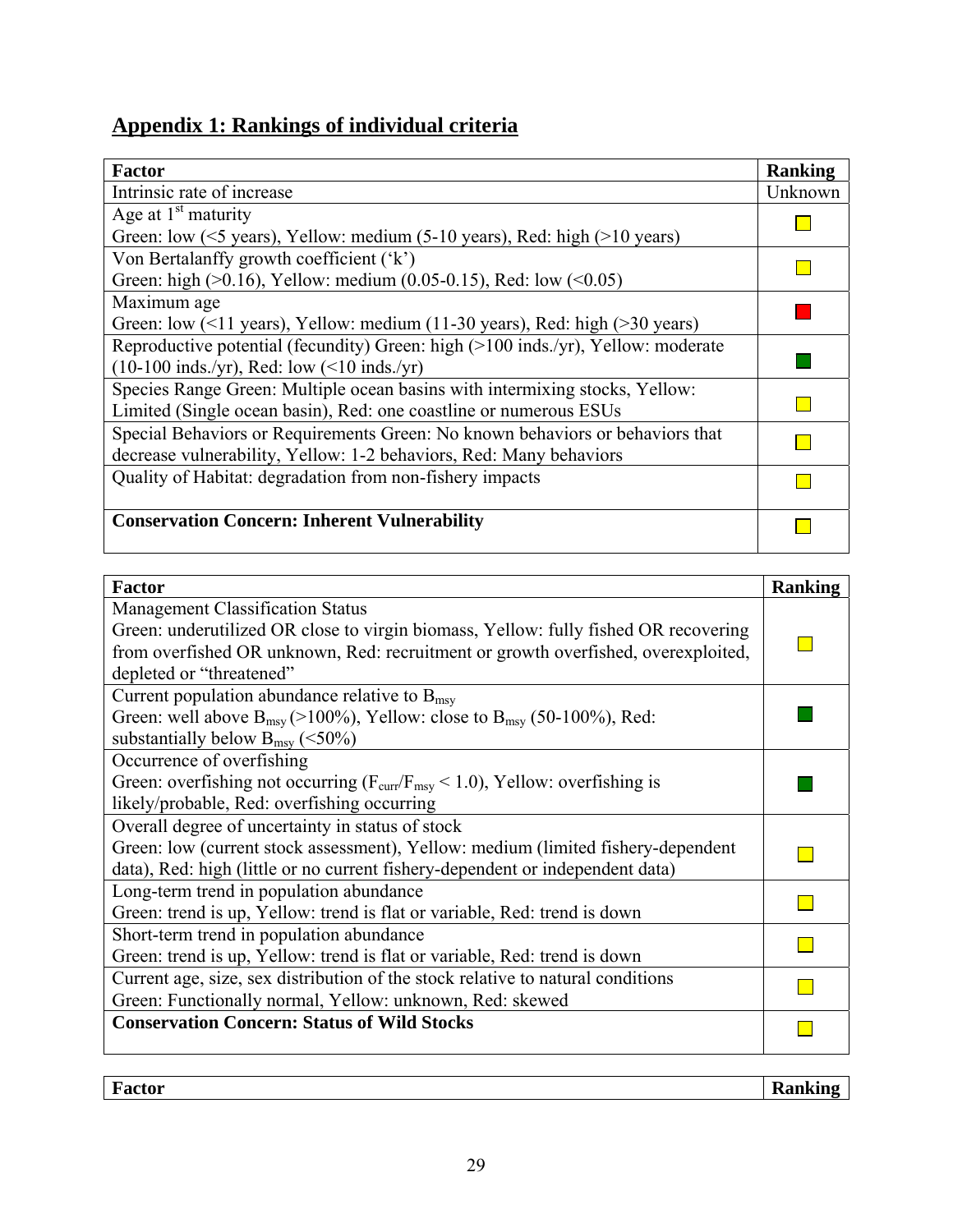## Appendix 1: Rankings of individual criteria

| Factor | Ranking |
|---|---|
| Intrinsic rate of increase | Unknown |
| Age at 1st maturity<br>Green: low (<5 years), Yellow: medium (5-10 years), Red: high (>10 years) | Yellow |
| Von Bertalanffy growth coefficient ('k')<br>Green: high (>0.16), Yellow: medium (0.05-0.15), Red: low (<0.05) | Yellow |
| Maximum age<br>Green: low (<11 years), Yellow: medium (11-30 years), Red: high (>30 years) | Red |
| Reproductive potential (fecundity) Green: high (>100 inds./yr), Yellow: moderate (10-100 inds./yr), Red: low (<10 inds./yr) | Green |
| Species Range Green: Multiple ocean basins with intermixing stocks, Yellow: Limited (Single ocean basin), Red: one coastline or numerous ESUs | Yellow |
| Special Behaviors or Requirements Green: No known behaviors or behaviors that decrease vulnerability, Yellow: 1-2 behaviors, Red: Many behaviors | Yellow |
| Quality of Habitat: degradation from non-fishery impacts | Yellow |
| **Conservation Concern: Inherent Vulnerability** | Yellow |

| Factor | Ranking |
|---|---|
| Management Classification Status<br>Green: underutilized OR close to virgin biomass, Yellow: fully fished OR recovering from overfished OR unknown, Red: recruitment or growth overfished, overexploited, depleted or "threatened" | Yellow |
| Current population abundance relative to $B_{msy}$<br>Green: well above $B_{msy}$ (>100%), Yellow: close to $B_{msy}$ (50-100%), Red: substantially below $B_{msy}$ (<50%) | Green |
| Occurrence of overfishing<br>Green: overfishing not occurring ($F_{curr}/F_{msy} < 1.0$), Yellow: overfishing is likely/probable, Red: overfishing occurring | Green |
| Overall degree of uncertainty in status of stock<br>Green: low (current stock assessment), Yellow: medium (limited fishery-dependent data), Red: high (little or no current fishery-dependent or independent data) | Yellow |
| Long-term trend in population abundance<br>Green: trend is up, Yellow: trend is flat or variable, Red: trend is down | Yellow |
| Short-term trend in population abundance<br>Green: trend is up, Yellow: trend is flat or variable, Red: trend is down | Yellow |
| Current age, size, sex distribution of the stock relative to natural conditions<br>Green: Functionally normal, Yellow: unknown, Red: skewed | Yellow |
| **Conservation Concern: Status of Wild Stocks** | Yellow |

| Factor | Ranking |
|---|---|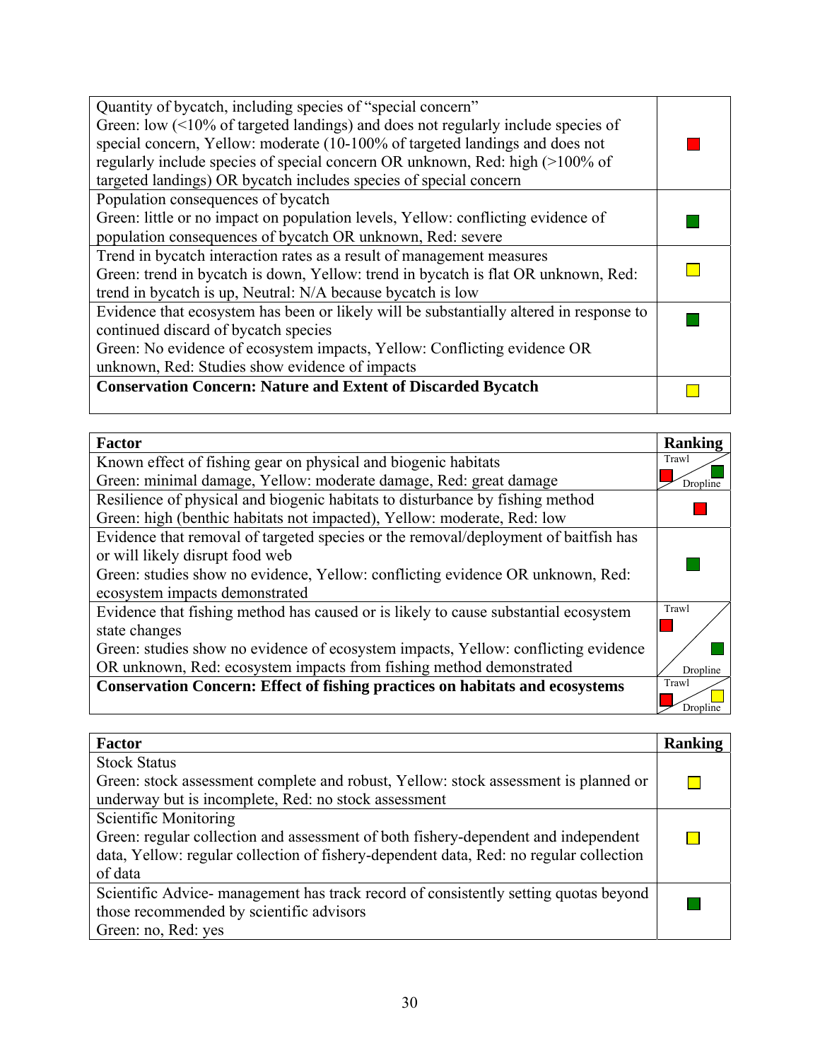| | |
|---|---|
| Quantity of bycatch, including species of "special concern"<br>Green: low (<10% of targeted landings) and does not regularly include species of special concern, Yellow: moderate (10-100% of targeted landings and does not regularly include species of special concern OR unknown, Red: high (>100% of targeted landings) OR bycatch includes species of special concern | Red |
| Population consequences of bycatch<br>Green: little or no impact on population levels, Yellow: conflicting evidence of population consequences of bycatch OR unknown, Red: severe | Green |
| Trend in bycatch interaction rates as a result of management measures<br>Green: trend in bycatch is down, Yellow: trend in bycatch is flat OR unknown, Red: trend in bycatch is up, Neutral: N/A because bycatch is low | Yellow |
| Evidence that ecosystem has been or likely will be substantially altered in response to continued discard of bycatch species<br>Green: No evidence of ecosystem impacts, Yellow: Conflicting evidence OR unknown, Red: Studies show evidence of impacts | Green |
| **Conservation Concern: Nature and Extent of Discarded Bycatch** | Yellow |

| Factor | Ranking |
|---|---|
| Known effect of fishing gear on physical and biogenic habitats<br>Green: minimal damage, Yellow: moderate damage, Red: great damage | Trawl: Red<br>Dropline: Green |
| Resilience of physical and biogenic habitats to disturbance by fishing method<br>Green: high (benthic habitats not impacted), Yellow: moderate, Red: low | Red |
| Evidence that removal of targeted species or the removal/deployment of baitfish has or will likely disrupt food web<br>Green: studies show no evidence, Yellow: conflicting evidence OR unknown, Red: ecosystem impacts demonstrated | Green |
| Evidence that fishing method has caused or is likely to cause substantial ecosystem state changes<br>Green: studies show no evidence of ecosystem impacts, Yellow: conflicting evidence OR unknown, Red: ecosystem impacts from fishing method demonstrated | Trawl: Red<br>Dropline: Green |
| **Conservation Concern: Effect of fishing practices on habitats and ecosystems** | Trawl: Red<br>Dropline: Yellow |

| Factor | Ranking |
|---|---|
| Stock Status<br>Green: stock assessment complete and robust, Yellow: stock assessment is planned or underway but is incomplete, Red: no stock assessment | Yellow |
| Scientific Monitoring<br>Green: regular collection and assessment of both fishery-dependent and independent data, Yellow: regular collection of fishery-dependent data, Red: no regular collection of data | Yellow |
| Scientific Advice- management has track record of consistently setting quotas beyond those recommended by scientific advisors<br>Green: no, Red: yes | Green |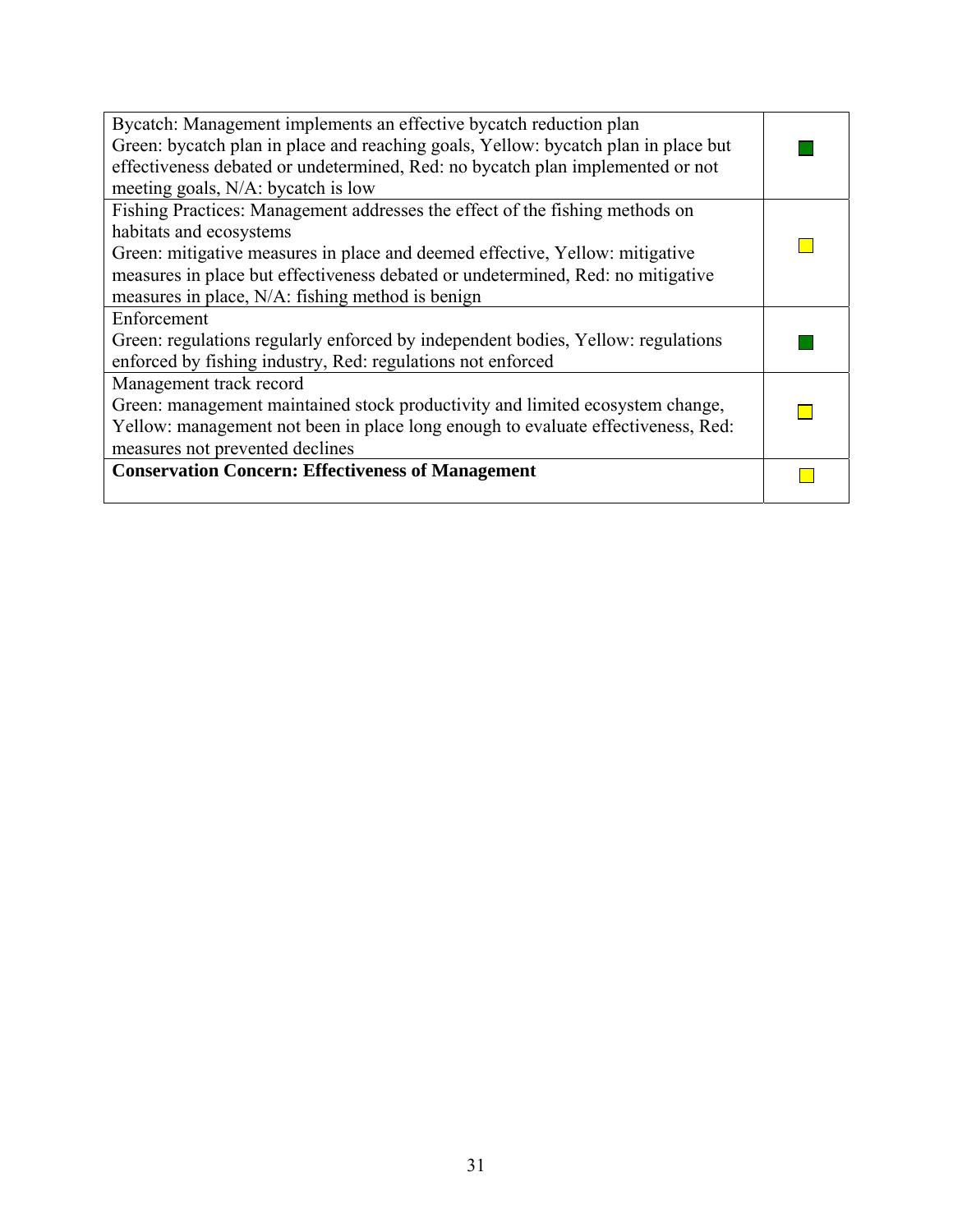| | |
|---|---|
| Bycatch: Management implements an effective bycatch reduction plan<br>Green: bycatch plan in place and reaching goals, Yellow: bycatch plan in place but effectiveness debated or undetermined, Red: no bycatch plan implemented or not meeting goals, N/A: bycatch is low | Green |
| Fishing Practices: Management addresses the effect of the fishing methods on habitats and ecosystems<br>Green: mitigative measures in place and deemed effective, Yellow: mitigative measures in place but effectiveness debated or undetermined, Red: no mitigative measures in place, N/A: fishing method is benign | Yellow |
| Enforcement<br>Green: regulations regularly enforced by independent bodies, Yellow: regulations enforced by fishing industry, Red: regulations not enforced | Green |
| Management track record<br>Green: management maintained stock productivity and limited ecosystem change, Yellow: management not been in place long enough to evaluate effectiveness, Red: measures not prevented declines | Yellow |
| **Conservation Concern: Effectiveness of Management** | Yellow |